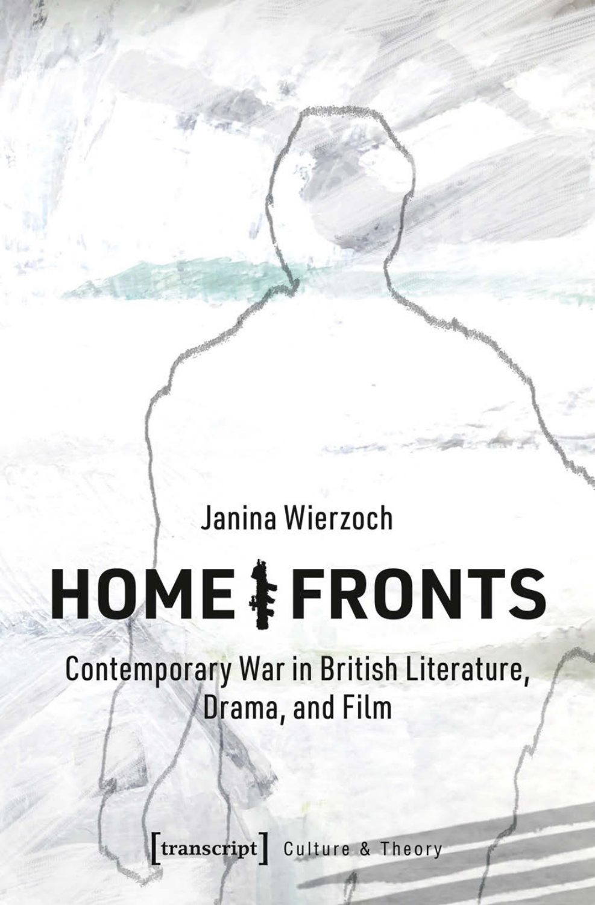Janina Wierzoch

# HOME FRONTS

## Contemporary War in British Literature, Drama, and Film

[transcript] Culture & Theory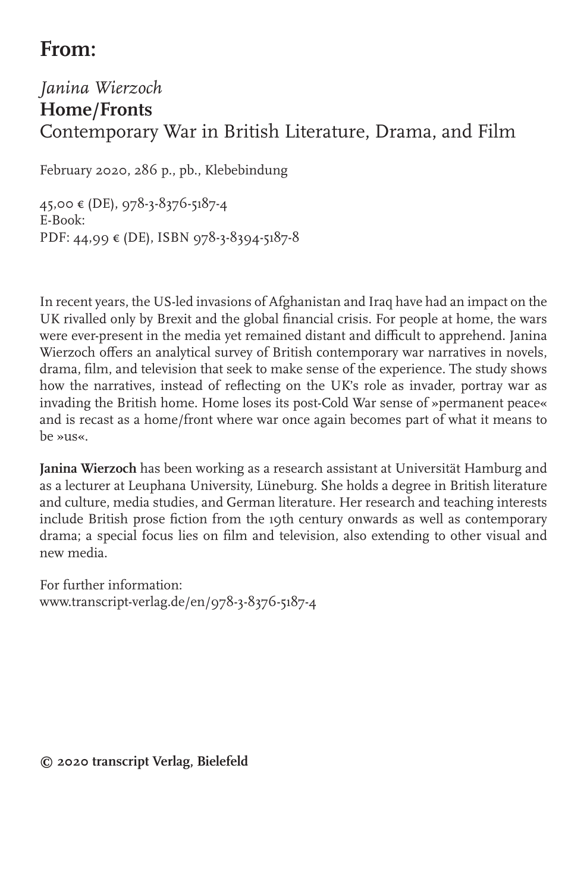# From:

*Janina Wierzoch*
**Home/Fronts**
Contemporary War in British Literature, Drama, and Film

February 2020, 286 p., pb., Klebebindung

45,00 € (DE), 978-3-8376-5187-4
E-Book:
PDF: 44,99 € (DE), ISBN 978-3-8394-5187-8

In recent years, the US-led invasions of Afghanistan and Iraq have had an impact on the UK rivalled only by Brexit and the global financial crisis. For people at home, the wars were ever-present in the media yet remained distant and difficult to apprehend. Janina Wierzoch offers an analytical survey of British contemporary war narratives in novels, drama, film, and television that seek to make sense of the experience. The study shows how the narratives, instead of reflecting on the UK's role as invader, portray war as invading the British home. Home loses its post-Cold War sense of »permanent peace« and is recast as a home/front where war once again becomes part of what it means to be »us«.

**Janina Wierzoch** has been working as a research assistant at Universität Hamburg and as a lecturer at Leuphana University, Lüneburg. She holds a degree in British literature and culture, media studies, and German literature. Her research and teaching interests include British prose fiction from the 19th century onwards as well as contemporary drama; a special focus lies on film and television, also extending to other visual and new media.

For further information:
www.transcript-verlag.de/en/978-3-8376-5187-4

**© 2020 transcript Verlag, Bielefeld**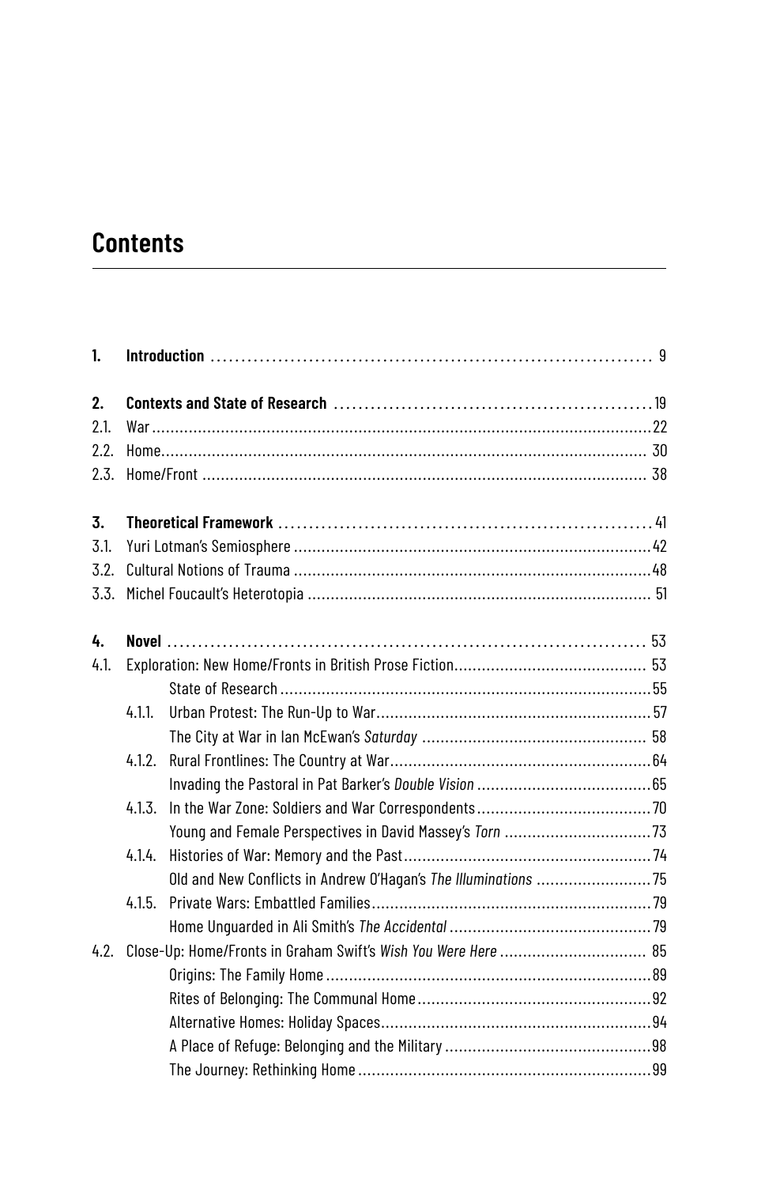# Contents

| | | |
|---|---|---|
| **1.** | **Introduction** | 9 |
| **2.** | **Contexts and State of Research** | 19 |
| 2.1. | War | 22 |
| 2.2. | Home | 30 |
| 2.3. | Home/Front | 38 |
| **3.** | **Theoretical Framework** | 41 |
| 3.1. | Yuri Lotman's Semiosphere | 42 |
| 3.2. | Cultural Notions of Trauma | 48 |
| 3.3. | Michel Foucault's Heterotopia | 51 |
| **4.** | **Novel** | 53 |
| 4.1. | Exploration: New Home/Fronts in British Prose Fiction | 53 |
| | State of Research | 55 |
| 4.1.1. | Urban Protest: The Run-Up to War | 57 |
| | The City at War in Ian McEwan's *Saturday* | 58 |
| 4.1.2. | Rural Frontlines: The Country at War | 64 |
| | Invading the Pastoral in Pat Barker's *Double Vision* | 65 |
| 4.1.3. | In the War Zone: Soldiers and War Correspondents | 70 |
| | Young and Female Perspectives in David Massey's *Torn* | 73 |
| 4.1.4. | Histories of War: Memory and the Past | 74 |
| | Old and New Conflicts in Andrew O'Hagan's *The Illuminations* | 75 |
| 4.1.5. | Private Wars: Embattled Families | 79 |
| | Home Unguarded in Ali Smith's *The Accidental* | 79 |
| 4.2. | Close-Up: Home/Fronts in Graham Swift's *Wish You Were Here* | 85 |
| | Origins: The Family Home | 89 |
| | Rites of Belonging: The Communal Home | 92 |
| | Alternative Homes: Holiday Spaces | 94 |
| | A Place of Refuge: Belonging and the Military | 98 |
| | The Journey: Rethinking Home | 99 |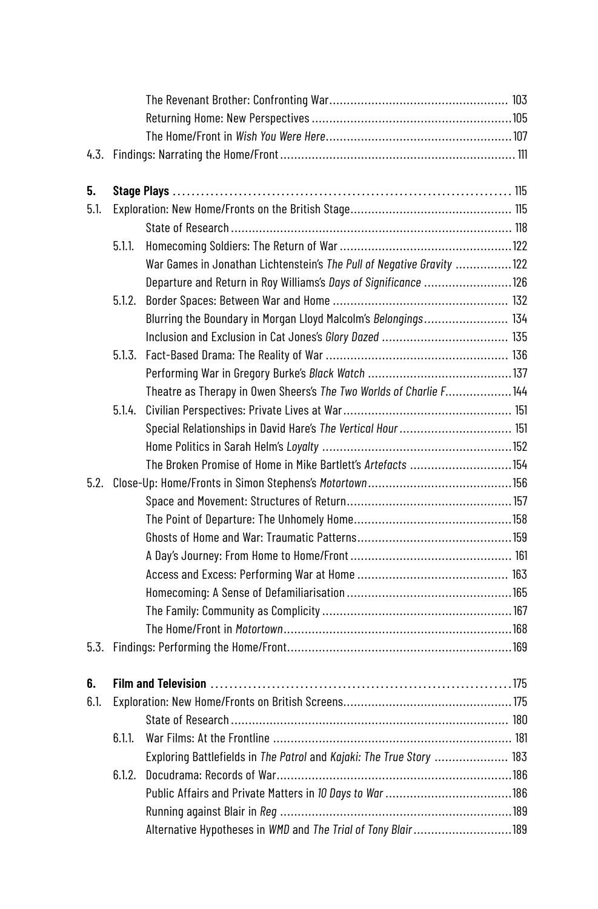The Revenant Brother: Confronting War ... 103
Returning Home: New Perspectives ... 105
The Home/Front in *Wish You Were Here* ... 107

4.3. Findings: Narrating the Home/Front ... 111

**5. Stage Plays** ... 115

5.1. Exploration: New Home/Fronts on the British Stage ... 115
State of Research ... 118
5.1.1. Homecoming Soldiers: The Return of War ... 122
War Games in Jonathan Lichtenstein's *The Pull of Negative Gravity* ... 122
Departure and Return in Roy Williams's *Days of Significance* ... 126
5.1.2. Border Spaces: Between War and Home ... 132
Blurring the Boundary in Morgan Lloyd Malcolm's *Belongings* ... 134
Inclusion and Exclusion in Cat Jones's *Glory Dazed* ... 135
5.1.3. Fact-Based Drama: The Reality of War ... 136
Performing War in Gregory Burke's *Black Watch* ... 137
Theatre as Therapy in Owen Sheers's *The Two Worlds of Charlie F.* ... 144
5.1.4. Civilian Perspectives: Private Lives at War ... 151
Special Relationships in David Hare's *The Vertical Hour* ... 151
Home Politics in Sarah Helm's *Loyalty* ... 152
The Broken Promise of Home in Mike Bartlett's *Artefacts* ... 154

5.2. Close-Up: Home/Fronts in Simon Stephens's *Motortown* ... 156
Space and Movement: Structures of Return ... 157
The Point of Departure: The Unhomely Home ... 158
Ghosts of Home and War: Traumatic Patterns ... 159
A Day's Journey: From Home to Home/Front ... 161
Access and Excess: Performing War at Home ... 163
Homecoming: A Sense of Defamiliarisation ... 165
The Family: Community as Complicity ... 167
The Home/Front in *Motortown* ... 168

5.3. Findings: Performing the Home/Front ... 169

**6. Film and Television** ... 175

6.1. Exploration: New Home/Fronts on British Screens ... 175
State of Research ... 180
6.1.1. War Films: At the Frontline ... 181
Exploring Battlefields in *The Patrol* and *Kajaki: The True Story* ... 183
6.1.2. Docudrama: Records of War ... 186
Public Affairs and Private Matters in *10 Days to War* ... 186
Running against Blair in *Reg* ... 189
Alternative Hypotheses in *WMD* and *The Trial of Tony Blair* ... 189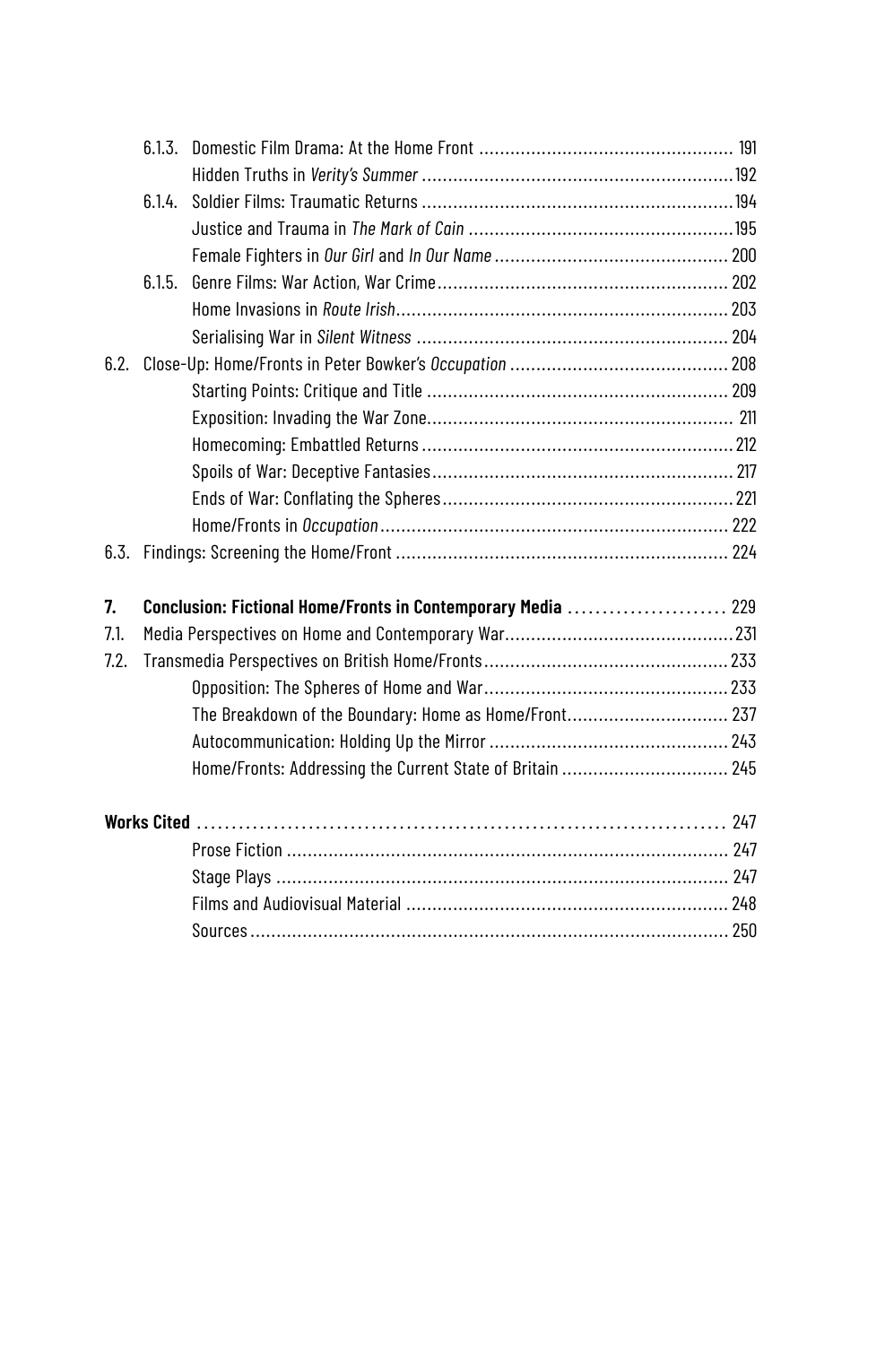6.1.3. Domestic Film Drama: At the Home Front ................................................ 191
Hidden Truths in *Verity's Summer* ................................................................ 192
6.1.4. Soldier Films: Traumatic Returns ................................................................ 194
Justice and Trauma in *The Mark of Cain* ................................................................ 195
Female Fighters in *Our Girl* and *In Our Name* ................................................................ 200
6.1.5. Genre Films: War Action, War Crime ................................................................ 202
Home Invasions in *Route Irish* ................................................................ 203
Serialising War in *Silent Witness* ................................................................ 204
6.2. Close-Up: Home/Fronts in Peter Bowker's *Occupation* ................................................................ 208
Starting Points: Critique and Title ................................................................ 209
Exposition: Invading the War Zone ................................................................ 211
Homecoming: Embattled Returns ................................................................ 212
Spoils of War: Deceptive Fantasies ................................................................ 217
Ends of War: Conflating the Spheres ................................................................ 221
Home/Fronts in *Occupation* ................................................................ 222
6.3. Findings: Screening the Home/Front ................................................................ 224

**7. Conclusion: Fictional Home/Fronts in Contemporary Media ....................... 229**
7.1. Media Perspectives on Home and Contemporary War ................................................................ 231
7.2. Transmedia Perspectives on British Home/Fronts ................................................................ 233
Opposition: The Spheres of Home and War ................................................................ 233
The Breakdown of the Boundary: Home as Home/Front ................................................................ 237
Autocommunication: Holding Up the Mirror ................................................................ 243
Home/Fronts: Addressing the Current State of Britain ................................................................ 245

**Works Cited ......................................................................... 247**
Prose Fiction ................................................................ 247
Stage Plays ................................................................ 247
Films and Audiovisual Material ................................................................ 248
Sources ................................................................ 250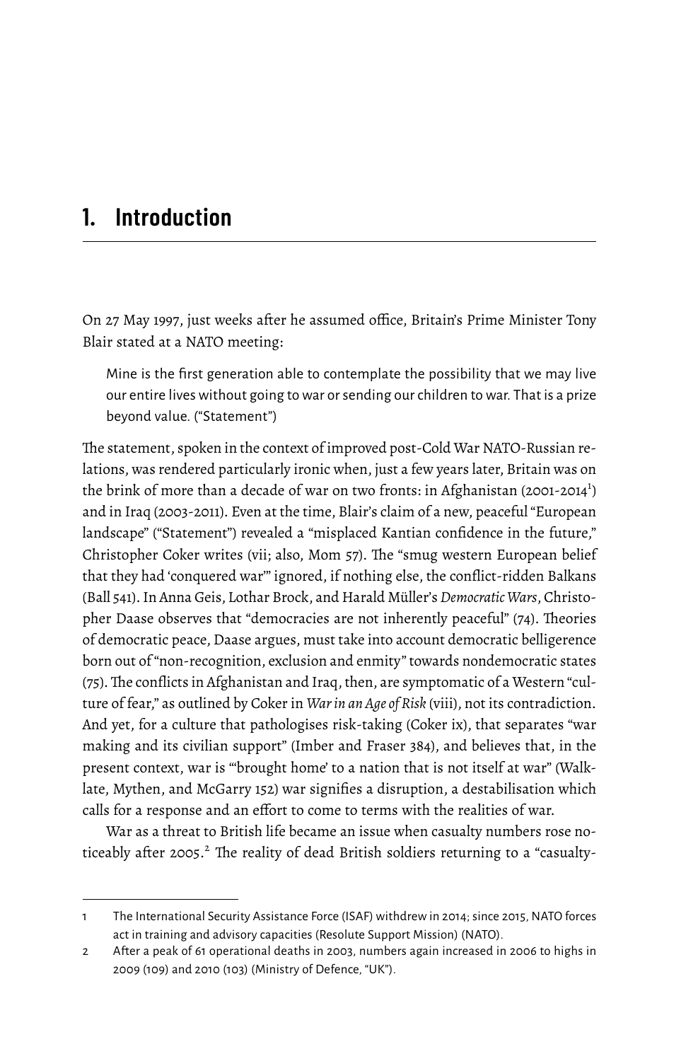# 1. Introduction

On 27 May 1997, just weeks after he assumed office, Britain's Prime Minister Tony Blair stated at a NATO meeting:

> Mine is the first generation able to contemplate the possibility that we may live our entire lives without going to war or sending our children to war. That is a prize beyond value. ("Statement")

The statement, spoken in the context of improved post-Cold War NATO-Russian relations, was rendered particularly ironic when, just a few years later, Britain was on the brink of more than a decade of war on two fronts: in Afghanistan (2001-2014[1]) and in Iraq (2003-2011). Even at the time, Blair's claim of a new, peaceful "European landscape" ("Statement") revealed a "misplaced Kantian confidence in the future," Christopher Coker writes (vii; also, Mom 57). The "smug western European belief that they had 'conquered war'" ignored, if nothing else, the conflict-ridden Balkans (Ball 541). In Anna Geis, Lothar Brock, and Harald Müller's *Democratic Wars*, Christopher Daase observes that "democracies are not inherently peaceful" (74). Theories of democratic peace, Daase argues, must take into account democratic belligerence born out of "non-recognition, exclusion and enmity" towards nondemocratic states (75). The conflicts in Afghanistan and Iraq, then, are symptomatic of a Western "culture of fear," as outlined by Coker in *War in an Age of Risk* (viii), not its contradiction. And yet, for a culture that pathologises risk-taking (Coker ix), that separates "war making and its civilian support" (Imber and Fraser 384), and believes that, in the present context, war is "'brought home' to a nation that is not itself at war" (Walklate, Mythen, and McGarry 152) war signifies a disruption, a destabilisation which calls for a response and an effort to come to terms with the realities of war.

War as a threat to British life became an issue when casualty numbers rose noticeably after 2005.[2] The reality of dead British soldiers returning to a "casualty-

---

1 The International Security Assistance Force (ISAF) withdrew in 2014; since 2015, NATO forces act in training and advisory capacities (Resolute Support Mission) (NATO).

2 After a peak of 61 operational deaths in 2003, numbers again increased in 2006 to highs in 2009 (109) and 2010 (103) (Ministry of Defence, "UK").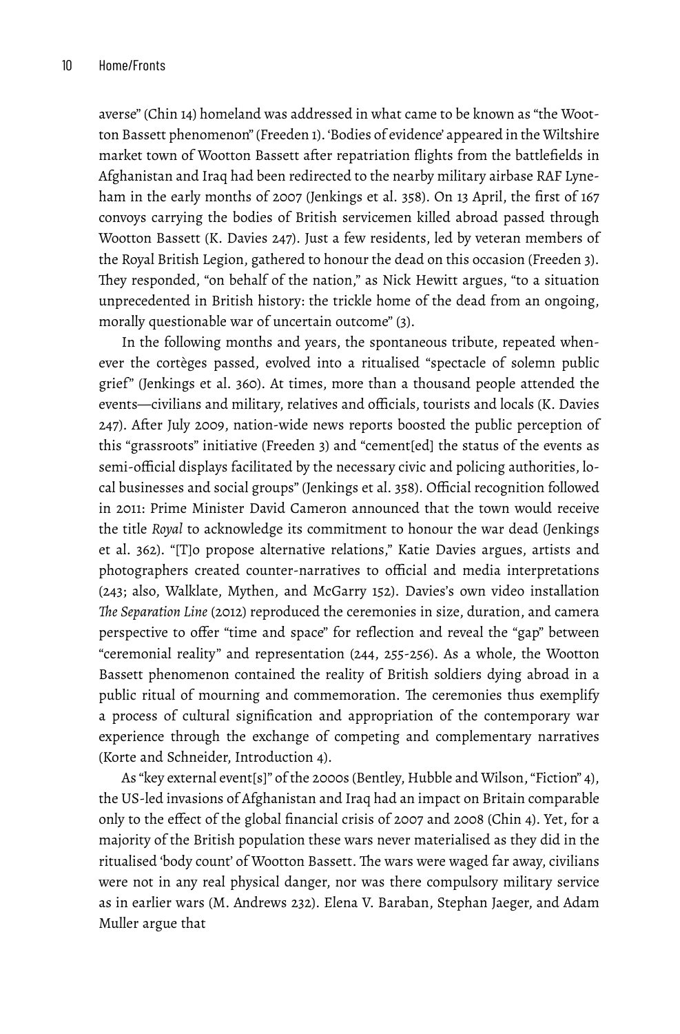averse" (Chin 14) homeland was addressed in what came to be known as "the Wootton Bassett phenomenon" (Freeden 1). 'Bodies of evidence' appeared in the Wiltshire market town of Wootton Bassett after repatriation flights from the battlefields in Afghanistan and Iraq had been redirected to the nearby military airbase RAF Lyneham in the early months of 2007 (Jenkings et al. 358). On 13 April, the first of 167 convoys carrying the bodies of British servicemen killed abroad passed through Wootton Bassett (K. Davies 247). Just a few residents, led by veteran members of the Royal British Legion, gathered to honour the dead on this occasion (Freeden 3). They responded, "on behalf of the nation," as Nick Hewitt argues, "to a situation unprecedented in British history: the trickle home of the dead from an ongoing, morally questionable war of uncertain outcome" (3).

In the following months and years, the spontaneous tribute, repeated whenever the cortèges passed, evolved into a ritualised "spectacle of solemn public grief" (Jenkings et al. 360). At times, more than a thousand people attended the events—civilians and military, relatives and officials, tourists and locals (K. Davies 247). After July 2009, nation-wide news reports boosted the public perception of this "grassroots" initiative (Freeden 3) and "cement[ed] the status of the events as semi-official displays facilitated by the necessary civic and policing authorities, local businesses and social groups" (Jenkings et al. 358). Official recognition followed in 2011: Prime Minister David Cameron announced that the town would receive the title *Royal* to acknowledge its commitment to honour the war dead (Jenkings et al. 362). "[T]o propose alternative relations," Katie Davies argues, artists and photographers created counter-narratives to official and media interpretations (243; also, Walklate, Mythen, and McGarry 152). Davies's own video installation *The Separation Line* (2012) reproduced the ceremonies in size, duration, and camera perspective to offer "time and space" for reflection and reveal the "gap" between "ceremonial reality" and representation (244, 255-256). As a whole, the Wootton Bassett phenomenon contained the reality of British soldiers dying abroad in a public ritual of mourning and commemoration. The ceremonies thus exemplify a process of cultural signification and appropriation of the contemporary war experience through the exchange of competing and complementary narratives (Korte and Schneider, Introduction 4).

As "key external event[s]" of the 2000s (Bentley, Hubble and Wilson, "Fiction" 4), the US-led invasions of Afghanistan and Iraq had an impact on Britain comparable only to the effect of the global financial crisis of 2007 and 2008 (Chin 4). Yet, for a majority of the British population these wars never materialised as they did in the ritualised 'body count' of Wootton Bassett. The wars were waged far away, civilians were not in any real physical danger, nor was there compulsory military service as in earlier wars (M. Andrews 232). Elena V. Baraban, Stephan Jaeger, and Adam Muller argue that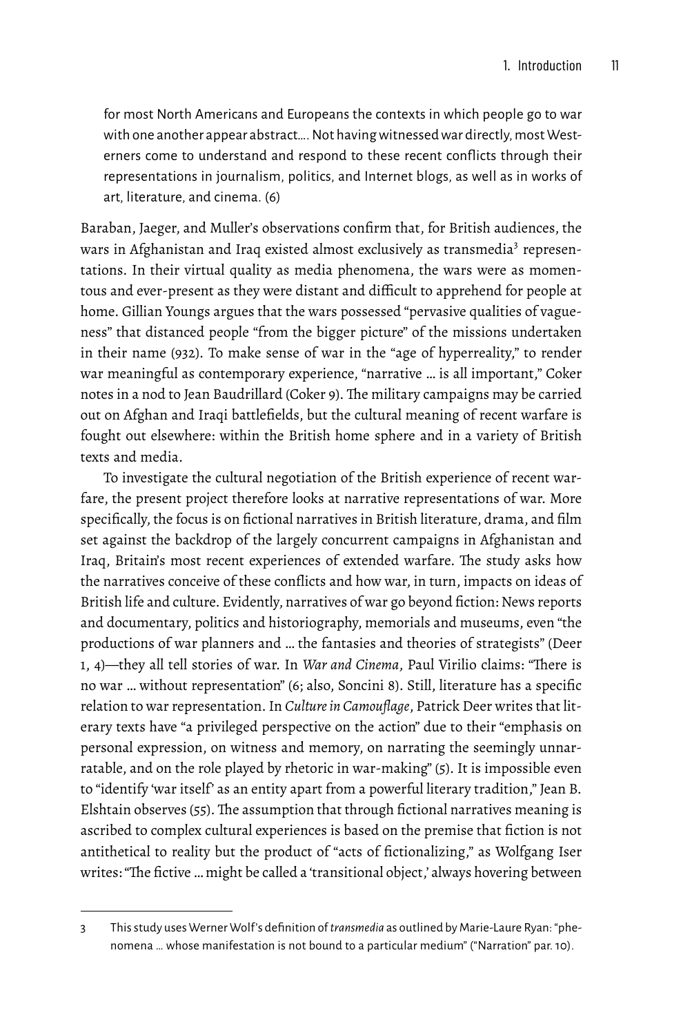> for most North Americans and Europeans the contexts in which people go to war with one another appear abstract…. Not having witnessed war directly, most Westerners come to understand and respond to these recent conflicts through their representations in journalism, politics, and Internet blogs, as well as in works of art, literature, and cinema. (6)

Baraban, Jaeger, and Muller's observations confirm that, for British audiences, the wars in Afghanistan and Iraq existed almost exclusively as transmedia[3] representations. In their virtual quality as media phenomena, the wars were as momentous and ever-present as they were distant and difficult to apprehend for people at home. Gillian Youngs argues that the wars possessed "pervasive qualities of vagueness" that distanced people "from the bigger picture" of the missions undertaken in their name (932). To make sense of war in the "age of hyperreality," to render war meaningful as contemporary experience, "narrative … is all important," Coker notes in a nod to Jean Baudrillard (Coker 9). The military campaigns may be carried out on Afghan and Iraqi battlefields, but the cultural meaning of recent warfare is fought out elsewhere: within the British home sphere and in a variety of British texts and media.

To investigate the cultural negotiation of the British experience of recent warfare, the present project therefore looks at narrative representations of war. More specifically, the focus is on fictional narratives in British literature, drama, and film set against the backdrop of the largely concurrent campaigns in Afghanistan and Iraq, Britain's most recent experiences of extended warfare. The study asks how the narratives conceive of these conflicts and how war, in turn, impacts on ideas of British life and culture. Evidently, narratives of war go beyond fiction: News reports and documentary, politics and historiography, memorials and museums, even "the productions of war planners and … the fantasies and theories of strategists" (Deer 1, 4)—they all tell stories of war. In *War and Cinema*, Paul Virilio claims: "There is no war … without representation" (6; also, Soncini 8). Still, literature has a specific relation to war representation. In *Culture in Camouflage*, Patrick Deer writes that literary texts have "a privileged perspective on the action" due to their "emphasis on personal expression, on witness and memory, on narrating the seemingly unnarratable, and on the role played by rhetoric in war-making" (5). It is impossible even to "identify 'war itself' as an entity apart from a powerful literary tradition," Jean B. Elshtain observes (55). The assumption that through fictional narratives meaning is ascribed to complex cultural experiences is based on the premise that fiction is not antithetical to reality but the product of "acts of fictionalizing," as Wolfgang Iser writes: "The fictive … might be called a 'transitional object,' always hovering between

---

3 This study uses Werner Wolf's definition of *transmedia* as outlined by Marie-Laure Ryan: "phenomena … whose manifestation is not bound to a particular medium" ("Narration" par. 10).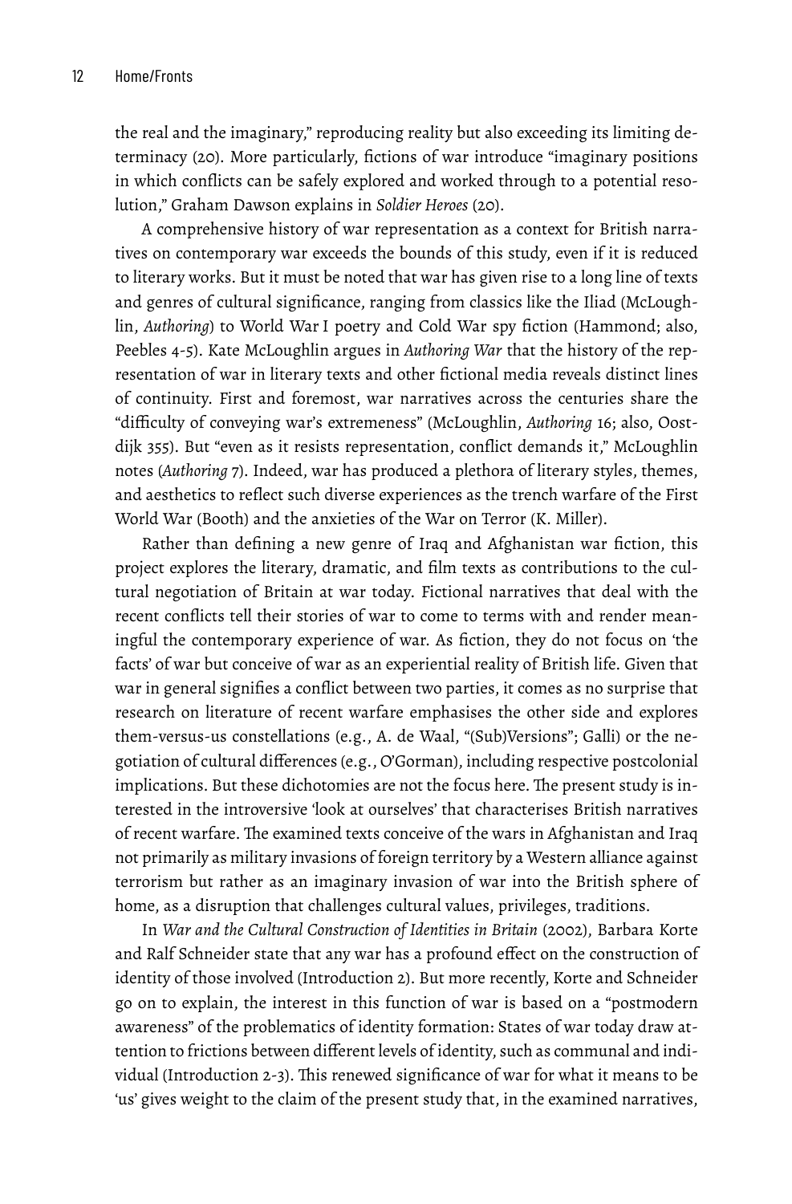the real and the imaginary," reproducing reality but also exceeding its limiting determinacy (20). More particularly, fictions of war introduce "imaginary positions in which conflicts can be safely explored and worked through to a potential resolution," Graham Dawson explains in *Soldier Heroes* (20).

A comprehensive history of war representation as a context for British narratives on contemporary war exceeds the bounds of this study, even if it is reduced to literary works. But it must be noted that war has given rise to a long line of texts and genres of cultural significance, ranging from classics like the Iliad (McLoughlin, *Authoring*) to World War I poetry and Cold War spy fiction (Hammond; also, Peebles 4-5). Kate McLoughlin argues in *Authoring War* that the history of the representation of war in literary texts and other fictional media reveals distinct lines of continuity. First and foremost, war narratives across the centuries share the "difficulty of conveying war's extremeness" (McLoughlin, *Authoring* 16; also, Oostdijk 355). But "even as it resists representation, conflict demands it," McLoughlin notes (*Authoring* 7). Indeed, war has produced a plethora of literary styles, themes, and aesthetics to reflect such diverse experiences as the trench warfare of the First World War (Booth) and the anxieties of the War on Terror (K. Miller).

Rather than defining a new genre of Iraq and Afghanistan war fiction, this project explores the literary, dramatic, and film texts as contributions to the cultural negotiation of Britain at war today. Fictional narratives that deal with the recent conflicts tell their stories of war to come to terms with and render meaningful the contemporary experience of war. As fiction, they do not focus on 'the facts' of war but conceive of war as an experiential reality of British life. Given that war in general signifies a conflict between two parties, it comes as no surprise that research on literature of recent warfare emphasises the other side and explores them-versus-us constellations (e.g., A. de Waal, "(Sub)Versions"; Galli) or the negotiation of cultural differences (e.g., O'Gorman), including respective postcolonial implications. But these dichotomies are not the focus here. The present study is interested in the introversive 'look at ourselves' that characterises British narratives of recent warfare. The examined texts conceive of the wars in Afghanistan and Iraq not primarily as military invasions of foreign territory by a Western alliance against terrorism but rather as an imaginary invasion of war into the British sphere of home, as a disruption that challenges cultural values, privileges, traditions.

In *War and the Cultural Construction of Identities in Britain* (2002), Barbara Korte and Ralf Schneider state that any war has a profound effect on the construction of identity of those involved (Introduction 2). But more recently, Korte and Schneider go on to explain, the interest in this function of war is based on a "postmodern awareness" of the problematics of identity formation: States of war today draw attention to frictions between different levels of identity, such as communal and individual (Introduction 2-3). This renewed significance of war for what it means to be 'us' gives weight to the claim of the present study that, in the examined narratives,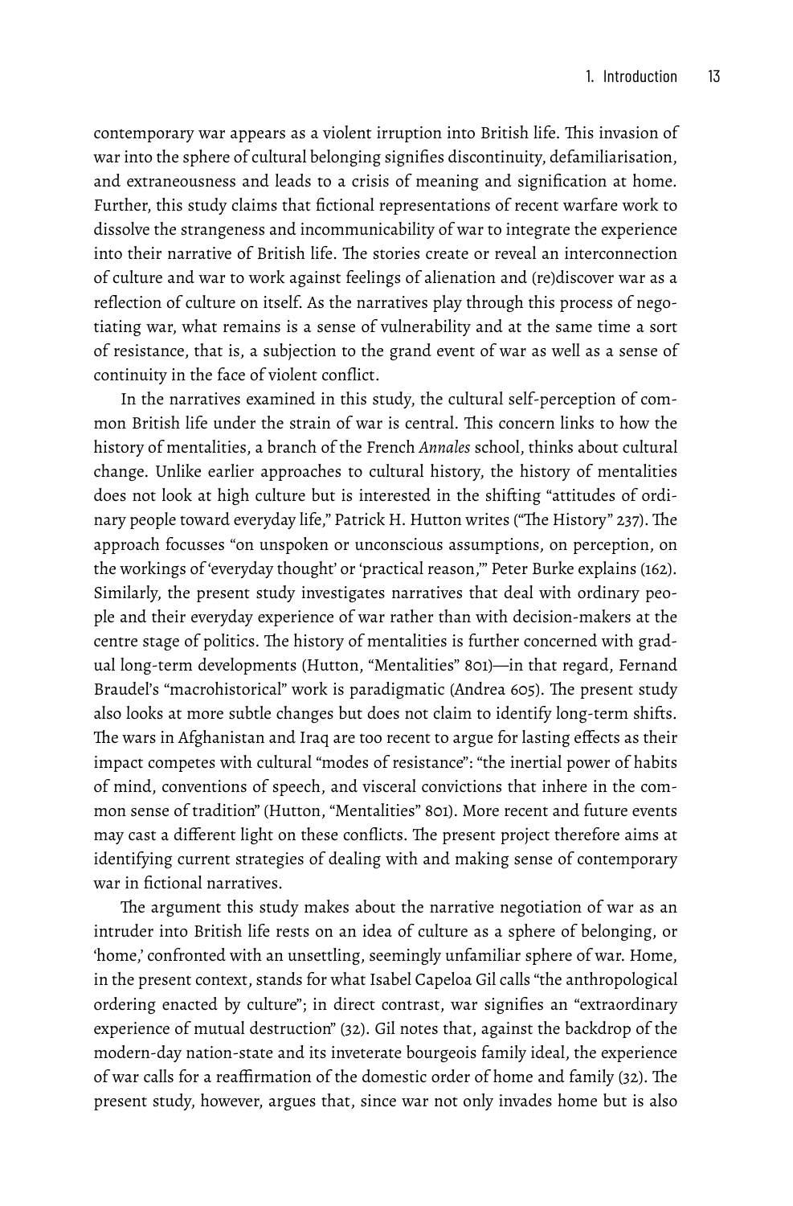contemporary war appears as a violent irruption into British life. This invasion of war into the sphere of cultural belonging signifies discontinuity, defamiliarisation, and extraneousness and leads to a crisis of meaning and signification at home. Further, this study claims that fictional representations of recent warfare work to dissolve the strangeness and incommunicability of war to integrate the experience into their narrative of British life. The stories create or reveal an interconnection of culture and war to work against feelings of alienation and (re)discover war as a reflection of culture on itself. As the narratives play through this process of negotiating war, what remains is a sense of vulnerability and at the same time a sort of resistance, that is, a subjection to the grand event of war as well as a sense of continuity in the face of violent conflict.

In the narratives examined in this study, the cultural self-perception of common British life under the strain of war is central. This concern links to how the history of mentalities, a branch of the French *Annales* school, thinks about cultural change. Unlike earlier approaches to cultural history, the history of mentalities does not look at high culture but is interested in the shifting "attitudes of ordinary people toward everyday life," Patrick H. Hutton writes ("The History" 237). The approach focusses "on unspoken or unconscious assumptions, on perception, on the workings of 'everyday thought' or 'practical reason,'" Peter Burke explains (162). Similarly, the present study investigates narratives that deal with ordinary people and their everyday experience of war rather than with decision-makers at the centre stage of politics. The history of mentalities is further concerned with gradual long-term developments (Hutton, "Mentalities" 801)—in that regard, Fernand Braudel's "macrohistorical" work is paradigmatic (Andrea 605). The present study also looks at more subtle changes but does not claim to identify long-term shifts. The wars in Afghanistan and Iraq are too recent to argue for lasting effects as their impact competes with cultural "modes of resistance": "the inertial power of habits of mind, conventions of speech, and visceral convictions that inhere in the common sense of tradition" (Hutton, "Mentalities" 801). More recent and future events may cast a different light on these conflicts. The present project therefore aims at identifying current strategies of dealing with and making sense of contemporary war in fictional narratives.

The argument this study makes about the narrative negotiation of war as an intruder into British life rests on an idea of culture as a sphere of belonging, or 'home,' confronted with an unsettling, seemingly unfamiliar sphere of war. Home, in the present context, stands for what Isabel Capeloa Gil calls "the anthropological ordering enacted by culture"; in direct contrast, war signifies an "extraordinary experience of mutual destruction" (32). Gil notes that, against the backdrop of the modern-day nation-state and its inveterate bourgeois family ideal, the experience of war calls for a reaffirmation of the domestic order of home and family (32). The present study, however, argues that, since war not only invades home but is also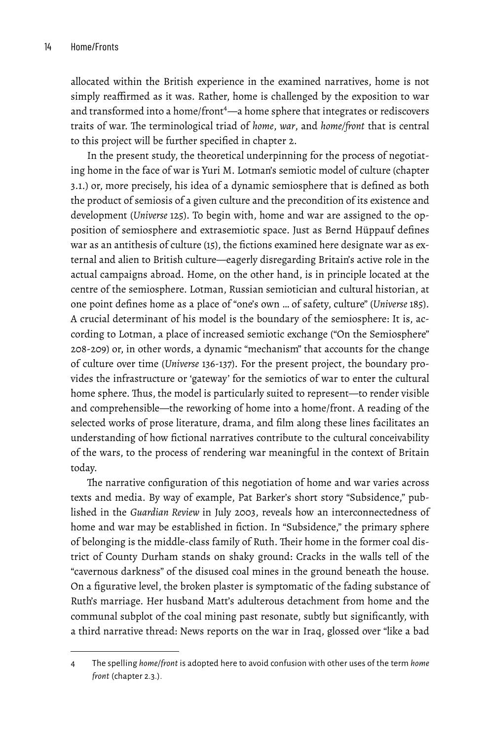allocated within the British experience in the examined narratives, home is not simply reaffirmed as it was. Rather, home is challenged by the exposition to war and transformed into a home/front[4]—a home sphere that integrates or rediscovers traits of war. The terminological triad of *home*, *war*, and *home/front* that is central to this project will be further specified in chapter 2.

In the present study, the theoretical underpinning for the process of negotiating home in the face of war is Yuri M. Lotman's semiotic model of culture (chapter 3.1.) or, more precisely, his idea of a dynamic semiosphere that is defined as both the product of semiosis of a given culture and the precondition of its existence and development (*Universe* 125). To begin with, home and war are assigned to the opposition of semiosphere and extrasemiotic space. Just as Bernd Hüppauf defines war as an antithesis of culture (15), the fictions examined here designate war as external and alien to British culture—eagerly disregarding Britain's active role in the actual campaigns abroad. Home, on the other hand, is in principle located at the centre of the semiosphere. Lotman, Russian semiotician and cultural historian, at one point defines home as a place of "one's own … of safety, culture" (*Universe* 185). A crucial determinant of his model is the boundary of the semiosphere: It is, according to Lotman, a place of increased semiotic exchange ("On the Semiosphere" 208-209) or, in other words, a dynamic "mechanism" that accounts for the change of culture over time (*Universe* 136-137). For the present project, the boundary provides the infrastructure or 'gateway' for the semiotics of war to enter the cultural home sphere. Thus, the model is particularly suited to represent—to render visible and comprehensible—the reworking of home into a home/front. A reading of the selected works of prose literature, drama, and film along these lines facilitates an understanding of how fictional narratives contribute to the cultural conceivability of the wars, to the process of rendering war meaningful in the context of Britain today.

The narrative configuration of this negotiation of home and war varies across texts and media. By way of example, Pat Barker's short story "Subsidence," published in the *Guardian Review* in July 2003, reveals how an interconnectedness of home and war may be established in fiction. In "Subsidence," the primary sphere of belonging is the middle-class family of Ruth. Their home in the former coal district of County Durham stands on shaky ground: Cracks in the walls tell of the "cavernous darkness" of the disused coal mines in the ground beneath the house. On a figurative level, the broken plaster is symptomatic of the fading substance of Ruth's marriage. Her husband Matt's adulterous detachment from home and the communal subplot of the coal mining past resonate, subtly but significantly, with a third narrative thread: News reports on the war in Iraq, glossed over "like a bad

---

4 The spelling *home/front* is adopted here to avoid confusion with other uses of the term *home front* (chapter 2.3.).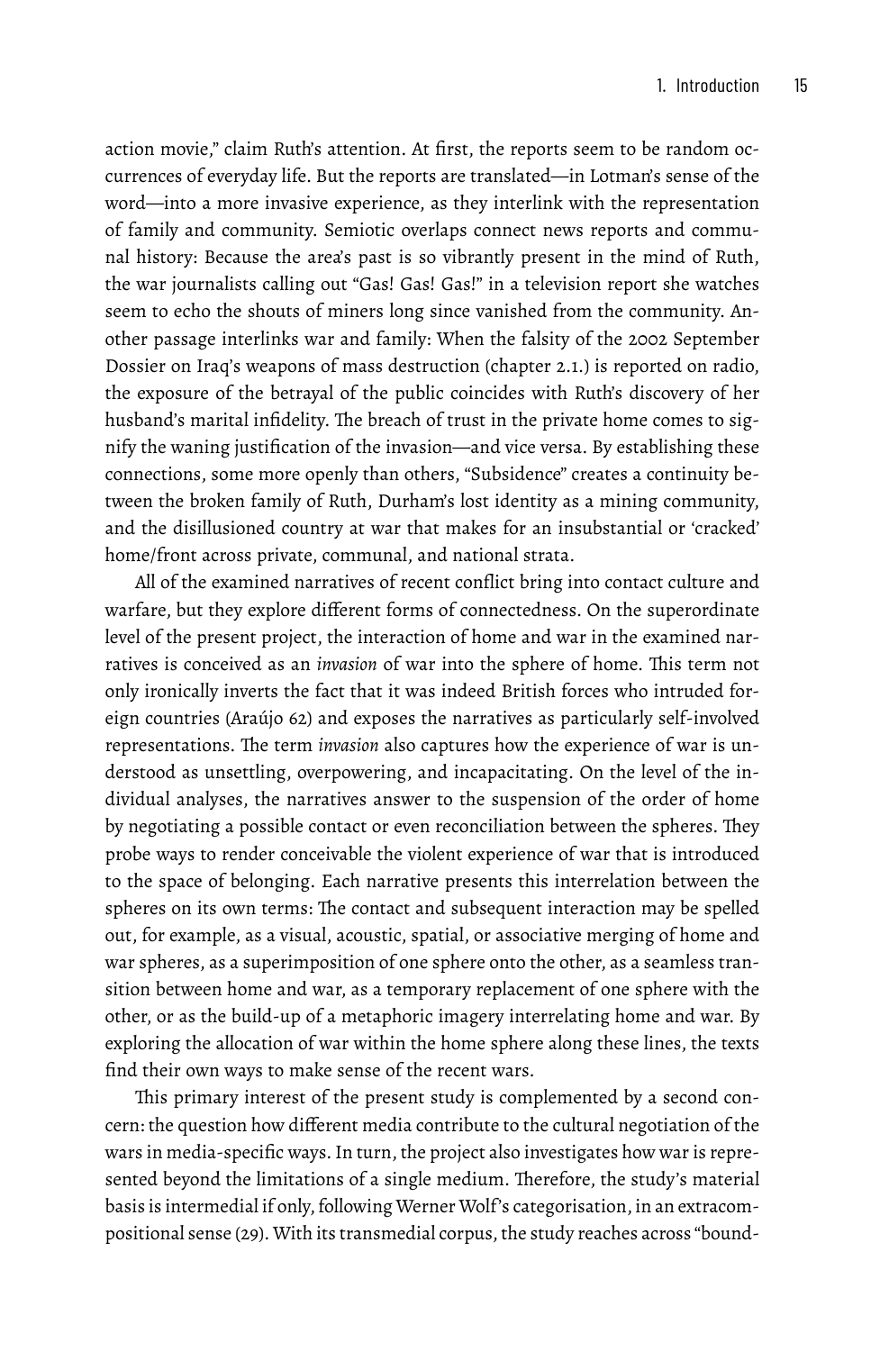action movie," claim Ruth's attention. At first, the reports seem to be random occurrences of everyday life. But the reports are translated—in Lotman's sense of the word—into a more invasive experience, as they interlink with the representation of family and community. Semiotic overlaps connect news reports and communal history: Because the area's past is so vibrantly present in the mind of Ruth, the war journalists calling out "Gas! Gas! Gas!" in a television report she watches seem to echo the shouts of miners long since vanished from the community. Another passage interlinks war and family: When the falsity of the 2002 September Dossier on Iraq's weapons of mass destruction (chapter 2.1.) is reported on radio, the exposure of the betrayal of the public coincides with Ruth's discovery of her husband's marital infidelity. The breach of trust in the private home comes to signify the waning justification of the invasion—and vice versa. By establishing these connections, some more openly than others, "Subsidence" creates a continuity between the broken family of Ruth, Durham's lost identity as a mining community, and the disillusioned country at war that makes for an insubstantial or 'cracked' home/front across private, communal, and national strata.

All of the examined narratives of recent conflict bring into contact culture and warfare, but they explore different forms of connectedness. On the superordinate level of the present project, the interaction of home and war in the examined narratives is conceived as an *invasion* of war into the sphere of home. This term not only ironically inverts the fact that it was indeed British forces who intruded foreign countries (Araújo 62) and exposes the narratives as particularly self-involved representations. The term *invasion* also captures how the experience of war is understood as unsettling, overpowering, and incapacitating. On the level of the individual analyses, the narratives answer to the suspension of the order of home by negotiating a possible contact or even reconciliation between the spheres. They probe ways to render conceivable the violent experience of war that is introduced to the space of belonging. Each narrative presents this interrelation between the spheres on its own terms: The contact and subsequent interaction may be spelled out, for example, as a visual, acoustic, spatial, or associative merging of home and war spheres, as a superimposition of one sphere onto the other, as a seamless transition between home and war, as a temporary replacement of one sphere with the other, or as the build-up of a metaphoric imagery interrelating home and war. By exploring the allocation of war within the home sphere along these lines, the texts find their own ways to make sense of the recent wars.

This primary interest of the present study is complemented by a second concern: the question how different media contribute to the cultural negotiation of the wars in media-specific ways. In turn, the project also investigates how war is represented beyond the limitations of a single medium. Therefore, the study's material basis is intermedial if only, following Werner Wolf's categorisation, in an extracompositional sense (29). With its transmedial corpus, the study reaches across "bound-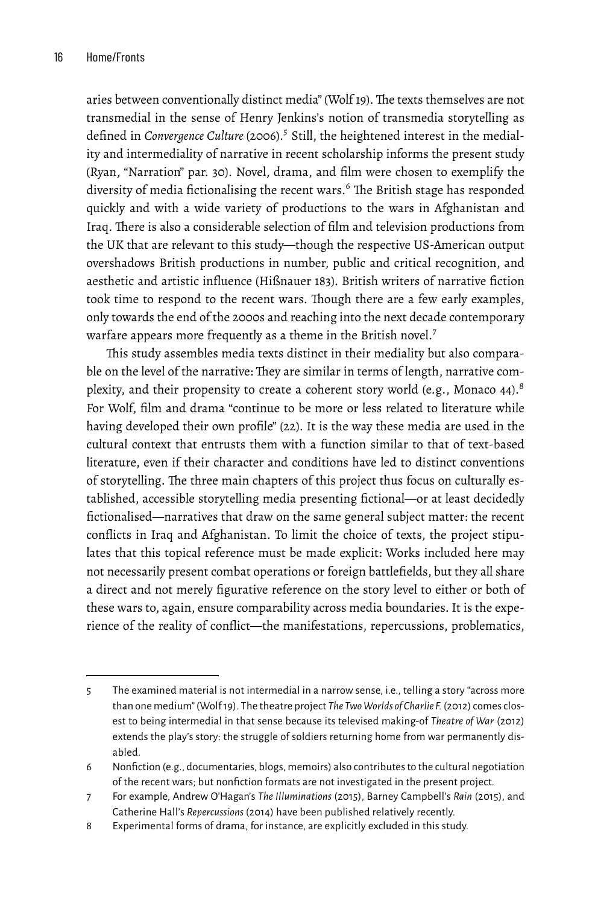aries between conventionally distinct media" (Wolf 19). The texts themselves are not transmedial in the sense of Henry Jenkins's notion of transmedia storytelling as defined in *Convergence Culture* (2006).[5] Still, the heightened interest in the mediality and intermediality of narrative in recent scholarship informs the present study (Ryan, "Narration" par. 30). Novel, drama, and film were chosen to exemplify the diversity of media fictionalising the recent wars.[6] The British stage has responded quickly and with a wide variety of productions to the wars in Afghanistan and Iraq. There is also a considerable selection of film and television productions from the UK that are relevant to this study—though the respective US-American output overshadows British productions in number, public and critical recognition, and aesthetic and artistic influence (Hißnauer 183). British writers of narrative fiction took time to respond to the recent wars. Though there are a few early examples, only towards the end of the 2000s and reaching into the next decade contemporary warfare appears more frequently as a theme in the British novel.[7]

This study assembles media texts distinct in their mediality but also comparable on the level of the narrative: They are similar in terms of length, narrative complexity, and their propensity to create a coherent story world (e.g., Monaco 44).[8] For Wolf, film and drama "continue to be more or less related to literature while having developed their own profile" (22). It is the way these media are used in the cultural context that entrusts them with a function similar to that of text-based literature, even if their character and conditions have led to distinct conventions of storytelling. The three main chapters of this project thus focus on culturally established, accessible storytelling media presenting fictional—or at least decidedly fictionalised—narratives that draw on the same general subject matter: the recent conflicts in Iraq and Afghanistan. To limit the choice of texts, the project stipulates that this topical reference must be made explicit: Works included here may not necessarily present combat operations or foreign battlefields, but they all share a direct and not merely figurative reference on the story level to either or both of these wars to, again, ensure comparability across media boundaries. It is the experience of the reality of conflict—the manifestations, repercussions, problematics,

---

5 The examined material is not intermedial in a narrow sense, i.e., telling a story "across more than one medium" (Wolf 19). The theatre project *The Two Worlds of Charlie F.* (2012) comes closest to being intermedial in that sense because its televised making-of *Theatre of War* (2012) extends the play's story: the struggle of soldiers returning home from war permanently disabled.

6 Nonfiction (e.g., documentaries, blogs, memoirs) also contributes to the cultural negotiation of the recent wars; but nonfiction formats are not investigated in the present project.

7 For example, Andrew O'Hagan's *The Illuminations* (2015), Barney Campbell's *Rain* (2015), and Catherine Hall's *Repercussions* (2014) have been published relatively recently.

8 Experimental forms of drama, for instance, are explicitly excluded in this study.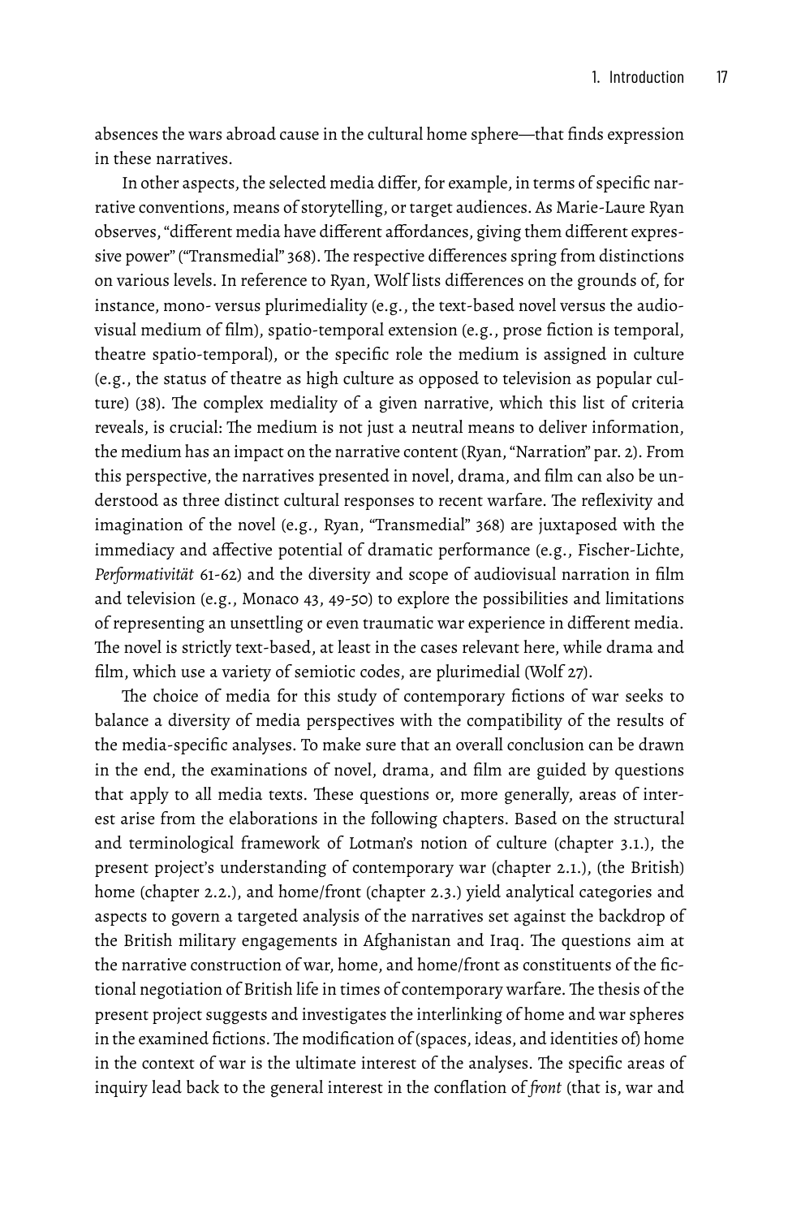absences the wars abroad cause in the cultural home sphere—that finds expression in these narratives.

In other aspects, the selected media differ, for example, in terms of specific narrative conventions, means of storytelling, or target audiences. As Marie-Laure Ryan observes, "different media have different affordances, giving them different expressive power" ("Transmedial" 368). The respective differences spring from distinctions on various levels. In reference to Ryan, Wolf lists differences on the grounds of, for instance, mono- versus plurimediality (e.g., the text-based novel versus the audiovisual medium of film), spatio-temporal extension (e.g., prose fiction is temporal, theatre spatio-temporal), or the specific role the medium is assigned in culture (e.g., the status of theatre as high culture as opposed to television as popular culture) (38). The complex mediality of a given narrative, which this list of criteria reveals, is crucial: The medium is not just a neutral means to deliver information, the medium has an impact on the narrative content (Ryan, "Narration" par. 2). From this perspective, the narratives presented in novel, drama, and film can also be understood as three distinct cultural responses to recent warfare. The reflexivity and imagination of the novel (e.g., Ryan, "Transmedial" 368) are juxtaposed with the immediacy and affective potential of dramatic performance (e.g., Fischer-Lichte, *Performativität* 61-62) and the diversity and scope of audiovisual narration in film and television (e.g., Monaco 43, 49-50) to explore the possibilities and limitations of representing an unsettling or even traumatic war experience in different media. The novel is strictly text-based, at least in the cases relevant here, while drama and film, which use a variety of semiotic codes, are plurimedial (Wolf 27).

The choice of media for this study of contemporary fictions of war seeks to balance a diversity of media perspectives with the compatibility of the results of the media-specific analyses. To make sure that an overall conclusion can be drawn in the end, the examinations of novel, drama, and film are guided by questions that apply to all media texts. These questions or, more generally, areas of interest arise from the elaborations in the following chapters. Based on the structural and terminological framework of Lotman's notion of culture (chapter 3.1.), the present project's understanding of contemporary war (chapter 2.1.), (the British) home (chapter 2.2.), and home/front (chapter 2.3.) yield analytical categories and aspects to govern a targeted analysis of the narratives set against the backdrop of the British military engagements in Afghanistan and Iraq. The questions aim at the narrative construction of war, home, and home/front as constituents of the fictional negotiation of British life in times of contemporary warfare. The thesis of the present project suggests and investigates the interlinking of home and war spheres in the examined fictions. The modification of (spaces, ideas, and identities of) home in the context of war is the ultimate interest of the analyses. The specific areas of inquiry lead back to the general interest in the conflation of *front* (that is, war and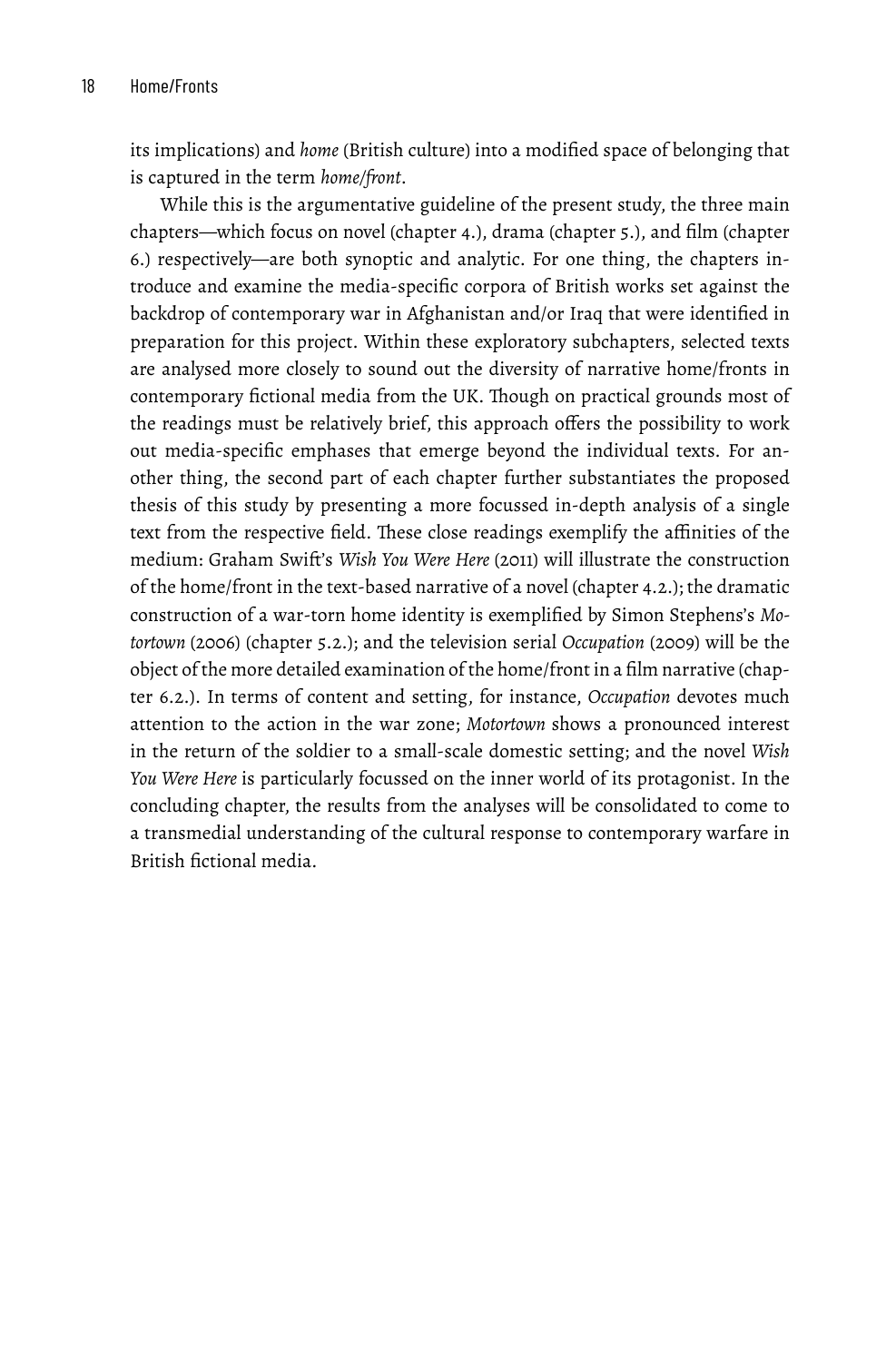its implications) and *home* (British culture) into a modified space of belonging that is captured in the term *home/front*.

While this is the argumentative guideline of the present study, the three main chapters—which focus on novel (chapter 4.), drama (chapter 5.), and film (chapter 6.) respectively—are both synoptic and analytic. For one thing, the chapters introduce and examine the media-specific corpora of British works set against the backdrop of contemporary war in Afghanistan and/or Iraq that were identified in preparation for this project. Within these exploratory subchapters, selected texts are analysed more closely to sound out the diversity of narrative home/fronts in contemporary fictional media from the UK. Though on practical grounds most of the readings must be relatively brief, this approach offers the possibility to work out media-specific emphases that emerge beyond the individual texts. For another thing, the second part of each chapter further substantiates the proposed thesis of this study by presenting a more focussed in-depth analysis of a single text from the respective field. These close readings exemplify the affinities of the medium: Graham Swift's *Wish You Were Here* (2011) will illustrate the construction of the home/front in the text-based narrative of a novel (chapter 4.2.); the dramatic construction of a war-torn home identity is exemplified by Simon Stephens's *Motortown* (2006) (chapter 5.2.); and the television serial *Occupation* (2009) will be the object of the more detailed examination of the home/front in a film narrative (chapter 6.2.). In terms of content and setting, for instance, *Occupation* devotes much attention to the action in the war zone; *Motortown* shows a pronounced interest in the return of the soldier to a small-scale domestic setting; and the novel *Wish You Were Here* is particularly focussed on the inner world of its protagonist. In the concluding chapter, the results from the analyses will be consolidated to come to a transmedial understanding of the cultural response to contemporary warfare in British fictional media.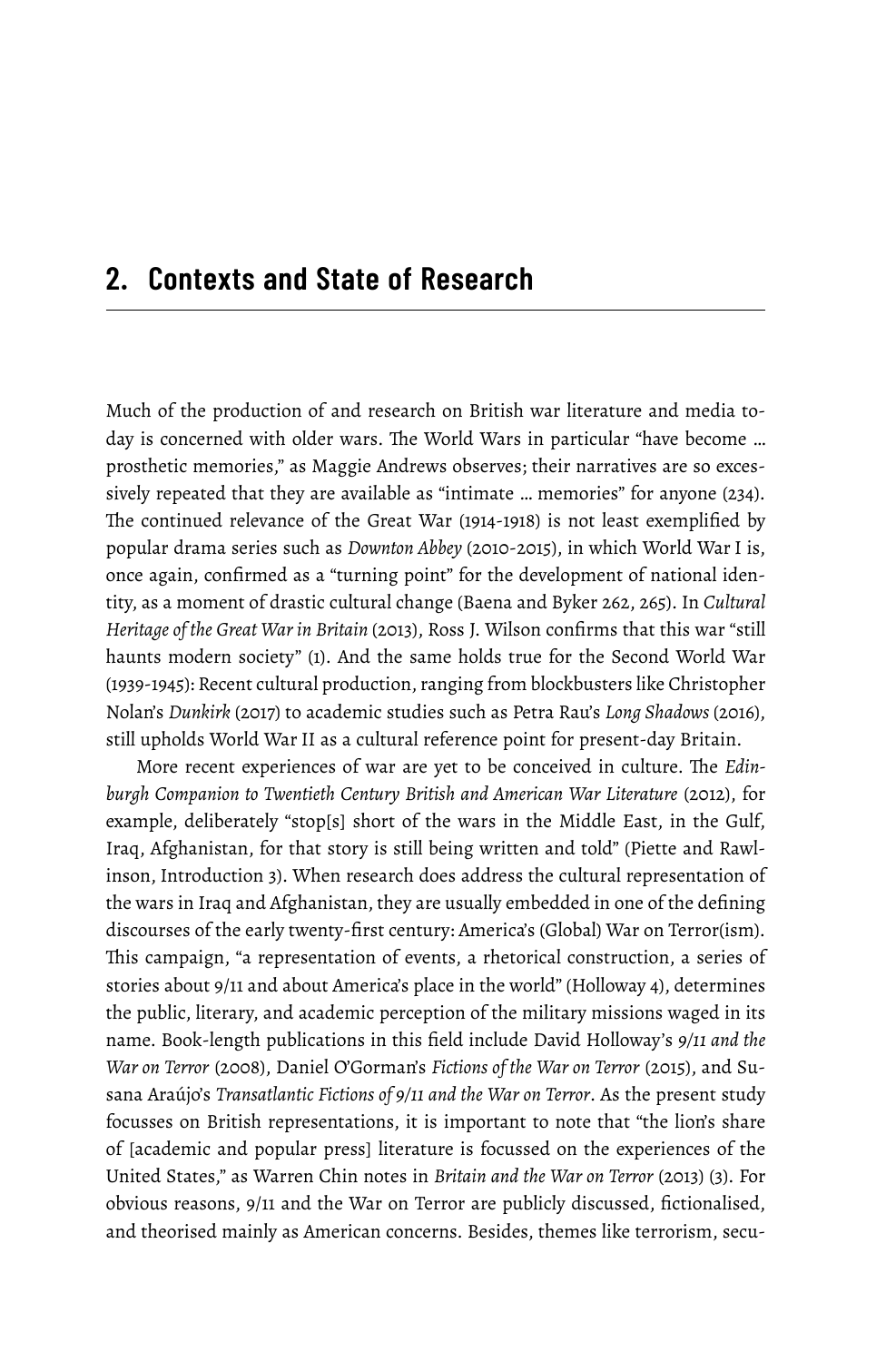## 2. Contexts and State of Research

Much of the production of and research on British war literature and media today is concerned with older wars. The World Wars in particular "have become … prosthetic memories," as Maggie Andrews observes; their narratives are so excessively repeated that they are available as "intimate … memories" for anyone (234). The continued relevance of the Great War (1914-1918) is not least exemplified by popular drama series such as *Downton Abbey* (2010-2015), in which World War I is, once again, confirmed as a "turning point" for the development of national identity, as a moment of drastic cultural change (Baena and Byker 262, 265). In *Cultural Heritage of the Great War in Britain* (2013), Ross J. Wilson confirms that this war "still haunts modern society" (1). And the same holds true for the Second World War (1939-1945): Recent cultural production, ranging from blockbusters like Christopher Nolan's *Dunkirk* (2017) to academic studies such as Petra Rau's *Long Shadows* (2016), still upholds World War II as a cultural reference point for present-day Britain.

More recent experiences of war are yet to be conceived in culture. The *Edinburgh Companion to Twentieth Century British and American War Literature* (2012), for example, deliberately "stop[s] short of the wars in the Middle East, in the Gulf, Iraq, Afghanistan, for that story is still being written and told" (Piette and Rawlinson, Introduction 3). When research does address the cultural representation of the wars in Iraq and Afghanistan, they are usually embedded in one of the defining discourses of the early twenty-first century: America's (Global) War on Terror(ism). This campaign, "a representation of events, a rhetorical construction, a series of stories about 9/11 and about America's place in the world" (Holloway 4), determines the public, literary, and academic perception of the military missions waged in its name. Book-length publications in this field include David Holloway's *9/11 and the War on Terror* (2008), Daniel O'Gorman's *Fictions of the War on Terror* (2015), and Susana Araújo's *Transatlantic Fictions of 9/11 and the War on Terror*. As the present study focusses on British representations, it is important to note that "the lion's share of [academic and popular press] literature is focussed on the experiences of the United States," as Warren Chin notes in *Britain and the War on Terror* (2013) (3). For obvious reasons, 9/11 and the War on Terror are publicly discussed, fictionalised, and theorised mainly as American concerns. Besides, themes like terrorism, secu-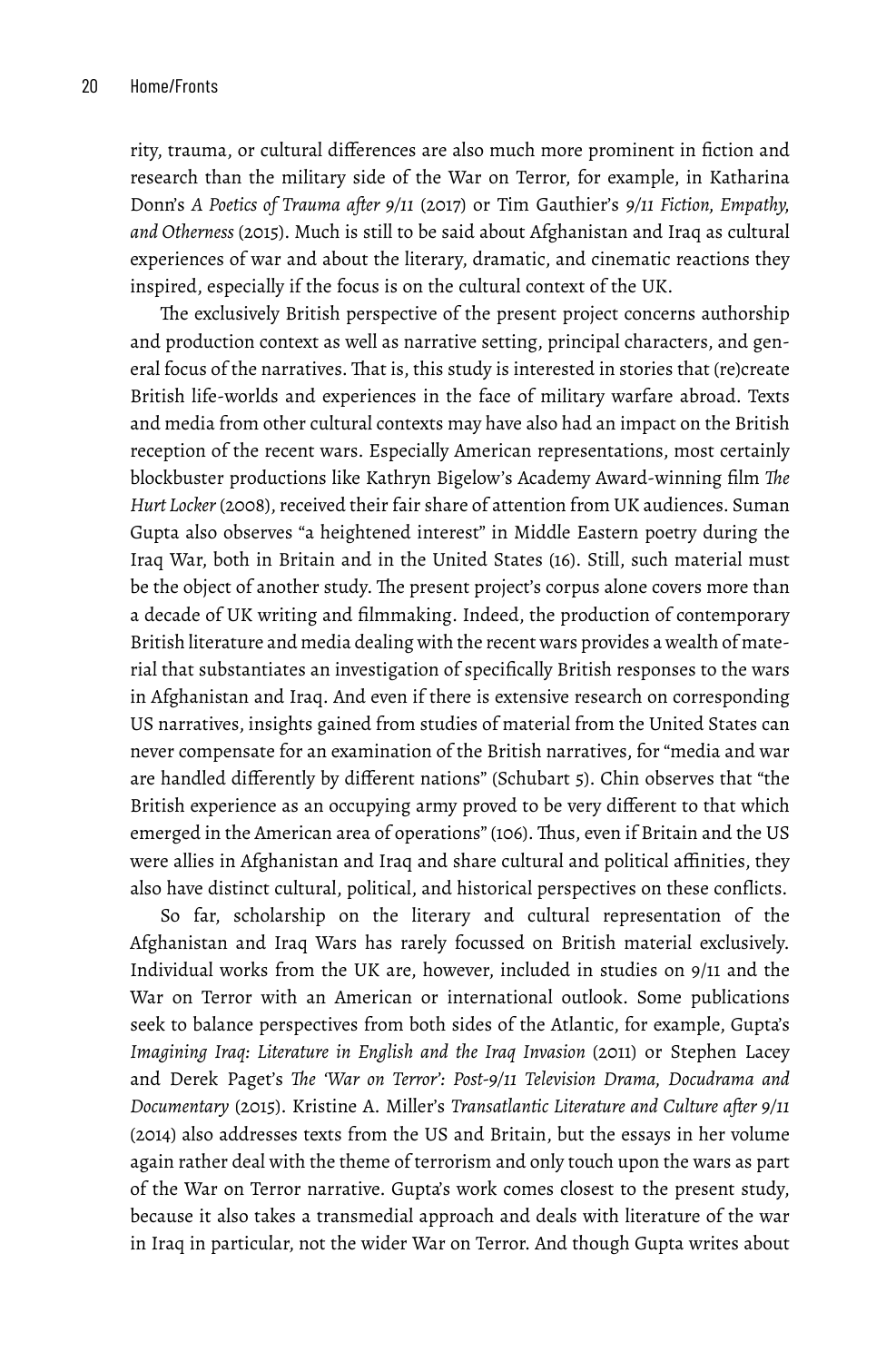rity, trauma, or cultural differences are also much more prominent in fiction and research than the military side of the War on Terror, for example, in Katharina Donn's *A Poetics of Trauma after 9/11* (2017) or Tim Gauthier's *9/11 Fiction, Empathy, and Otherness* (2015). Much is still to be said about Afghanistan and Iraq as cultural experiences of war and about the literary, dramatic, and cinematic reactions they inspired, especially if the focus is on the cultural context of the UK.

The exclusively British perspective of the present project concerns authorship and production context as well as narrative setting, principal characters, and general focus of the narratives. That is, this study is interested in stories that (re)create British life-worlds and experiences in the face of military warfare abroad. Texts and media from other cultural contexts may have also had an impact on the British reception of the recent wars. Especially American representations, most certainly blockbuster productions like Kathryn Bigelow's Academy Award-winning film *The Hurt Locker* (2008), received their fair share of attention from UK audiences. Suman Gupta also observes "a heightened interest" in Middle Eastern poetry during the Iraq War, both in Britain and in the United States (16). Still, such material must be the object of another study. The present project's corpus alone covers more than a decade of UK writing and filmmaking. Indeed, the production of contemporary British literature and media dealing with the recent wars provides a wealth of material that substantiates an investigation of specifically British responses to the wars in Afghanistan and Iraq. And even if there is extensive research on corresponding US narratives, insights gained from studies of material from the United States can never compensate for an examination of the British narratives, for "media and war are handled differently by different nations" (Schubart 5). Chin observes that "the British experience as an occupying army proved to be very different to that which emerged in the American area of operations" (106). Thus, even if Britain and the US were allies in Afghanistan and Iraq and share cultural and political affinities, they also have distinct cultural, political, and historical perspectives on these conflicts.

So far, scholarship on the literary and cultural representation of the Afghanistan and Iraq Wars has rarely focussed on British material exclusively. Individual works from the UK are, however, included in studies on 9/11 and the War on Terror with an American or international outlook. Some publications seek to balance perspectives from both sides of the Atlantic, for example, Gupta's *Imagining Iraq: Literature in English and the Iraq Invasion* (2011) or Stephen Lacey and Derek Paget's *The 'War on Terror': Post-9/11 Television Drama, Docudrama and Documentary* (2015). Kristine A. Miller's *Transatlantic Literature and Culture after 9/11* (2014) also addresses texts from the US and Britain, but the essays in her volume again rather deal with the theme of terrorism and only touch upon the wars as part of the War on Terror narrative. Gupta's work comes closest to the present study, because it also takes a transmedial approach and deals with literature of the war in Iraq in particular, not the wider War on Terror. And though Gupta writes about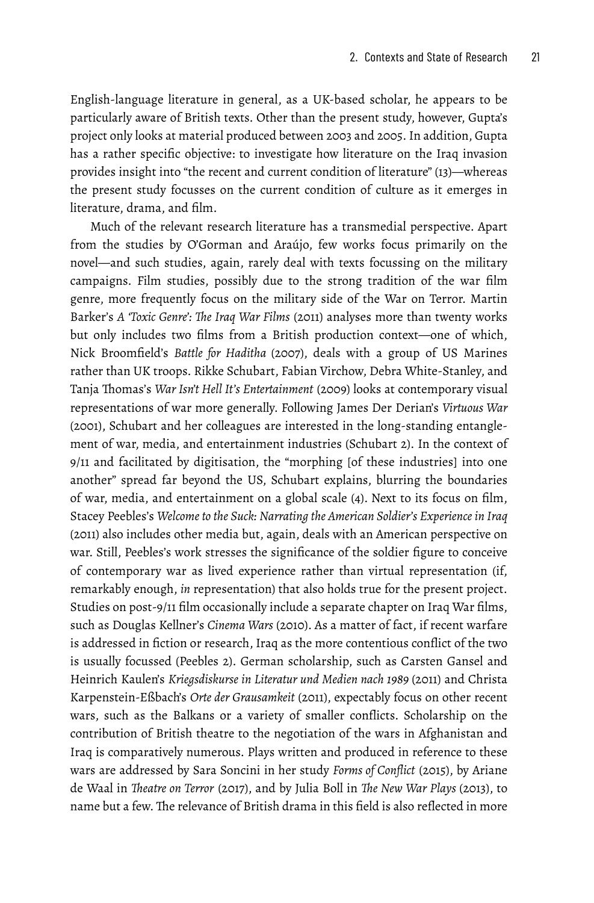English-language literature in general, as a UK-based scholar, he appears to be particularly aware of British texts. Other than the present study, however, Gupta's project only looks at material produced between 2003 and 2005. In addition, Gupta has a rather specific objective: to investigate how literature on the Iraq invasion provides insight into "the recent and current condition of literature" (13)—whereas the present study focusses on the current condition of culture as it emerges in literature, drama, and film.

Much of the relevant research literature has a transmedial perspective. Apart from the studies by O'Gorman and Araújo, few works focus primarily on the novel—and such studies, again, rarely deal with texts focussing on the military campaigns. Film studies, possibly due to the strong tradition of the war film genre, more frequently focus on the military side of the War on Terror. Martin Barker's *A 'Toxic Genre': The Iraq War Films* (2011) analyses more than twenty works but only includes two films from a British production context—one of which, Nick Broomfield's *Battle for Haditha* (2007), deals with a group of US Marines rather than UK troops. Rikke Schubart, Fabian Virchow, Debra White-Stanley, and Tanja Thomas's *War Isn't Hell It's Entertainment* (2009) looks at contemporary visual representations of war more generally. Following James Der Derian's *Virtuous War* (2001), Schubart and her colleagues are interested in the long-standing entanglement of war, media, and entertainment industries (Schubart 2). In the context of 9/11 and facilitated by digitisation, the "morphing [of these industries] into one another" spread far beyond the US, Schubart explains, blurring the boundaries of war, media, and entertainment on a global scale (4). Next to its focus on film, Stacey Peebles's *Welcome to the Suck: Narrating the American Soldier's Experience in Iraq* (2011) also includes other media but, again, deals with an American perspective on war. Still, Peebles's work stresses the significance of the soldier figure to conceive of contemporary war as lived experience rather than virtual representation (if, remarkably enough, *in* representation) that also holds true for the present project. Studies on post-9/11 film occasionally include a separate chapter on Iraq War films, such as Douglas Kellner's *Cinema Wars* (2010). As a matter of fact, if recent warfare is addressed in fiction or research, Iraq as the more contentious conflict of the two is usually focussed (Peebles 2). German scholarship, such as Carsten Gansel and Heinrich Kaulen's *Kriegsdiskurse in Literatur und Medien nach 1989* (2011) and Christa Karpenstein-Eßbach's *Orte der Grausamkeit* (2011), expectably focus on other recent wars, such as the Balkans or a variety of smaller conflicts. Scholarship on the contribution of British theatre to the negotiation of the wars in Afghanistan and Iraq is comparatively numerous. Plays written and produced in reference to these wars are addressed by Sara Soncini in her study *Forms of Conflict* (2015), by Ariane de Waal in *Theatre on Terror* (2017), and by Julia Boll in *The New War Plays* (2013), to name but a few. The relevance of British drama in this field is also reflected in more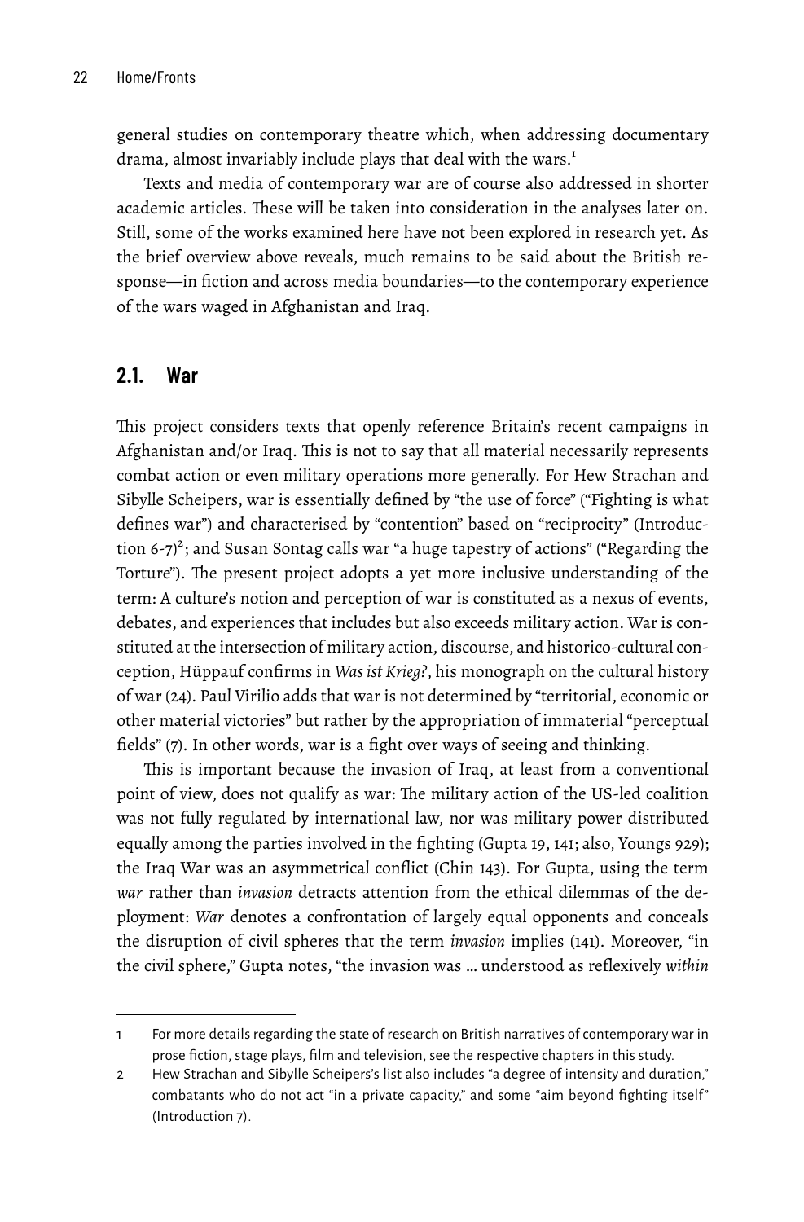general studies on contemporary theatre which, when addressing documentary drama, almost invariably include plays that deal with the wars.[1]

Texts and media of contemporary war are of course also addressed in shorter academic articles. These will be taken into consideration in the analyses later on. Still, some of the works examined here have not been explored in research yet. As the brief overview above reveals, much remains to be said about the British response—in fiction and across media boundaries—to the contemporary experience of the wars waged in Afghanistan and Iraq.

## 2.1. War

This project considers texts that openly reference Britain's recent campaigns in Afghanistan and/or Iraq. This is not to say that all material necessarily represents combat action or even military operations more generally. For Hew Strachan and Sibylle Scheipers, war is essentially defined by "the use of force" ("Fighting is what defines war") and characterised by "contention" based on "reciprocity" (Introduction 6-7)[2]; and Susan Sontag calls war "a huge tapestry of actions" ("Regarding the Torture"). The present project adopts a yet more inclusive understanding of the term: A culture's notion and perception of war is constituted as a nexus of events, debates, and experiences that includes but also exceeds military action. War is constituted at the intersection of military action, discourse, and historico-cultural conception, Hüppauf confirms in *Was ist Krieg?*, his monograph on the cultural history of war (24). Paul Virilio adds that war is not determined by "territorial, economic or other material victories" but rather by the appropriation of immaterial "perceptual fields" (7). In other words, war is a fight over ways of seeing and thinking.

This is important because the invasion of Iraq, at least from a conventional point of view, does not qualify as war: The military action of the US-led coalition was not fully regulated by international law, nor was military power distributed equally among the parties involved in the fighting (Gupta 19, 141; also, Youngs 929); the Iraq War was an asymmetrical conflict (Chin 143). For Gupta, using the term *war* rather than *invasion* detracts attention from the ethical dilemmas of the deployment: *War* denotes a confrontation of largely equal opponents and conceals the disruption of civil spheres that the term *invasion* implies (141). Moreover, "in the civil sphere," Gupta notes, "the invasion was … understood as reflexively *within*

---

1 For more details regarding the state of research on British narratives of contemporary war in prose fiction, stage plays, film and television, see the respective chapters in this study.

2 Hew Strachan and Sibylle Scheipers's list also includes "a degree of intensity and duration," combatants who do not act "in a private capacity," and some "aim beyond fighting itself" (Introduction 7).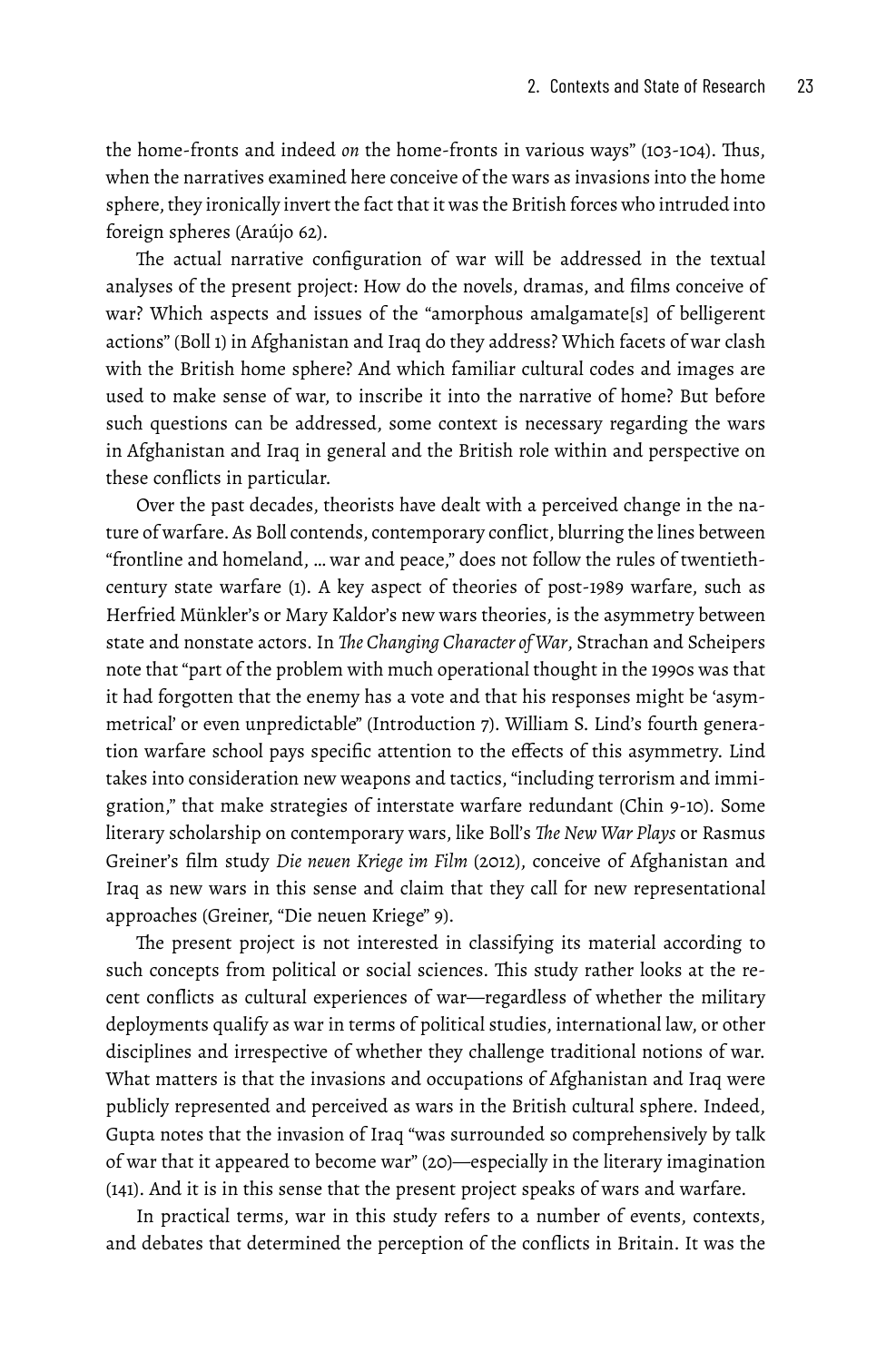the home-fronts and indeed *on* the home-fronts in various ways" (103-104). Thus, when the narratives examined here conceive of the wars as invasions into the home sphere, they ironically invert the fact that it was the British forces who intruded into foreign spheres (Araújo 62).

The actual narrative configuration of war will be addressed in the textual analyses of the present project: How do the novels, dramas, and films conceive of war? Which aspects and issues of the "amorphous amalgamate[s] of belligerent actions" (Boll 1) in Afghanistan and Iraq do they address? Which facets of war clash with the British home sphere? And which familiar cultural codes and images are used to make sense of war, to inscribe it into the narrative of home? But before such questions can be addressed, some context is necessary regarding the wars in Afghanistan and Iraq in general and the British role within and perspective on these conflicts in particular.

Over the past decades, theorists have dealt with a perceived change in the nature of warfare. As Boll contends, contemporary conflict, blurring the lines between "frontline and homeland, … war and peace," does not follow the rules of twentieth-century state warfare (1). A key aspect of theories of post-1989 warfare, such as Herfried Münkler's or Mary Kaldor's new wars theories, is the asymmetry between state and nonstate actors. In *The Changing Character of War*, Strachan and Scheipers note that "part of the problem with much operational thought in the 1990s was that it had forgotten that the enemy has a vote and that his responses might be 'asymmetrical' or even unpredictable" (Introduction 7). William S. Lind's fourth generation warfare school pays specific attention to the effects of this asymmetry. Lind takes into consideration new weapons and tactics, "including terrorism and immigration," that make strategies of interstate warfare redundant (Chin 9-10). Some literary scholarship on contemporary wars, like Boll's *The New War Plays* or Rasmus Greiner's film study *Die neuen Kriege im Film* (2012), conceive of Afghanistan and Iraq as new wars in this sense and claim that they call for new representational approaches (Greiner, "Die neuen Kriege" 9).

The present project is not interested in classifying its material according to such concepts from political or social sciences. This study rather looks at the recent conflicts as cultural experiences of war—regardless of whether the military deployments qualify as war in terms of political studies, international law, or other disciplines and irrespective of whether they challenge traditional notions of war. What matters is that the invasions and occupations of Afghanistan and Iraq were publicly represented and perceived as wars in the British cultural sphere. Indeed, Gupta notes that the invasion of Iraq "was surrounded so comprehensively by talk of war that it appeared to become war" (20)—especially in the literary imagination (141). And it is in this sense that the present project speaks of wars and warfare.

In practical terms, war in this study refers to a number of events, contexts, and debates that determined the perception of the conflicts in Britain. It was the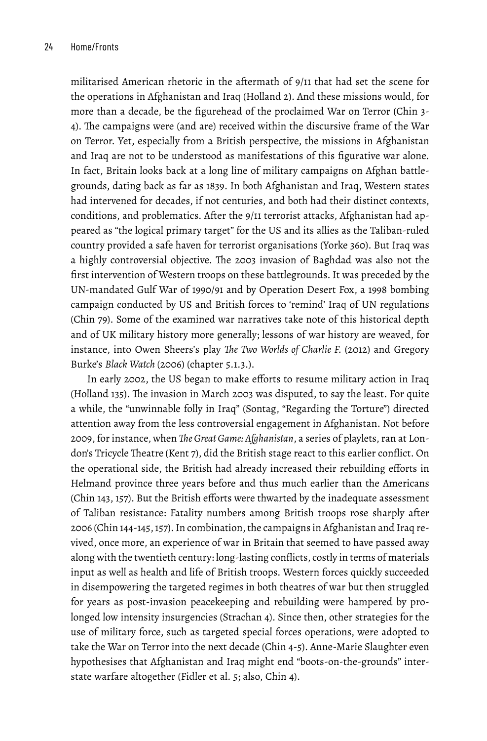militarised American rhetoric in the aftermath of 9/11 that had set the scene for the operations in Afghanistan and Iraq (Holland 2). And these missions would, for more than a decade, be the figurehead of the proclaimed War on Terror (Chin 3-4). The campaigns were (and are) received within the discursive frame of the War on Terror. Yet, especially from a British perspective, the missions in Afghanistan and Iraq are not to be understood as manifestations of this figurative war alone. In fact, Britain looks back at a long line of military campaigns on Afghan battlegrounds, dating back as far as 1839. In both Afghanistan and Iraq, Western states had intervened for decades, if not centuries, and both had their distinct contexts, conditions, and problematics. After the 9/11 terrorist attacks, Afghanistan had appeared as "the logical primary target" for the US and its allies as the Taliban-ruled country provided a safe haven for terrorist organisations (Yorke 360). But Iraq was a highly controversial objective. The 2003 invasion of Baghdad was also not the first intervention of Western troops on these battlegrounds. It was preceded by the UN-mandated Gulf War of 1990/91 and by Operation Desert Fox, a 1998 bombing campaign conducted by US and British forces to 'remind' Iraq of UN regulations (Chin 79). Some of the examined war narratives take note of this historical depth and of UK military history more generally; lessons of war history are weaved, for instance, into Owen Sheers's play *The Two Worlds of Charlie F.* (2012) and Gregory Burke's *Black Watch* (2006) (chapter 5.1.3.).

In early 2002, the US began to make efforts to resume military action in Iraq (Holland 135). The invasion in March 2003 was disputed, to say the least. For quite a while, the "unwinnable folly in Iraq" (Sontag, "Regarding the Torture") directed attention away from the less controversial engagement in Afghanistan. Not before 2009, for instance, when *The Great Game: Afghanistan*, a series of playlets, ran at London's Tricycle Theatre (Kent 7), did the British stage react to this earlier conflict. On the operational side, the British had already increased their rebuilding efforts in Helmand province three years before and thus much earlier than the Americans (Chin 143, 157). But the British efforts were thwarted by the inadequate assessment of Taliban resistance: Fatality numbers among British troops rose sharply after 2006 (Chin 144-145, 157). In combination, the campaigns in Afghanistan and Iraq revived, once more, an experience of war in Britain that seemed to have passed away along with the twentieth century: long-lasting conflicts, costly in terms of materials input as well as health and life of British troops. Western forces quickly succeeded in disempowering the targeted regimes in both theatres of war but then struggled for years as post-invasion peacekeeping and rebuilding were hampered by prolonged low intensity insurgencies (Strachan 4). Since then, other strategies for the use of military force, such as targeted special forces operations, were adopted to take the War on Terror into the next decade (Chin 4-5). Anne-Marie Slaughter even hypothesises that Afghanistan and Iraq might end "boots-on-the-grounds" interstate warfare altogether (Fidler et al. 5; also, Chin 4).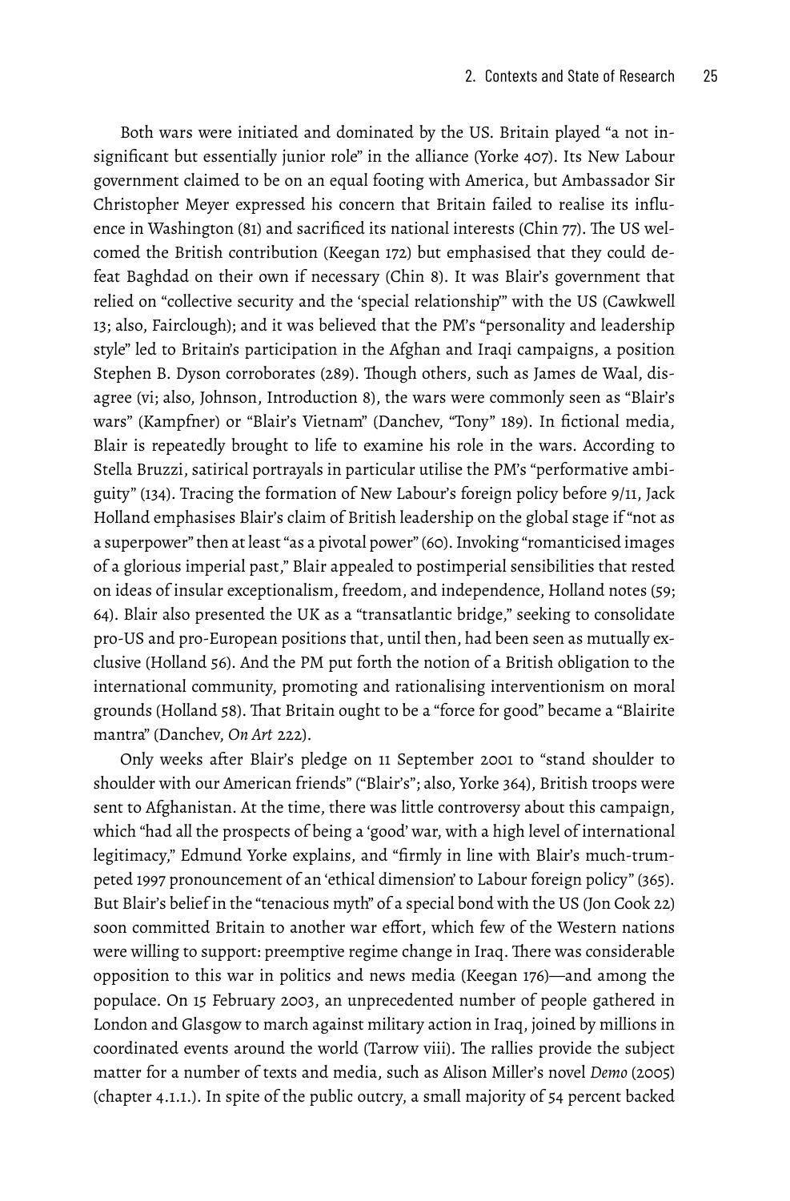Both wars were initiated and dominated by the US. Britain played "a not insignificant but essentially junior role" in the alliance (Yorke 407). Its New Labour government claimed to be on an equal footing with America, but Ambassador Sir Christopher Meyer expressed his concern that Britain failed to realise its influence in Washington (81) and sacrificed its national interests (Chin 77). The US welcomed the British contribution (Keegan 172) but emphasised that they could defeat Baghdad on their own if necessary (Chin 8). It was Blair's government that relied on "collective security and the 'special relationship'" with the US (Cawkwell 13; also, Fairclough); and it was believed that the PM's "personality and leadership style" led to Britain's participation in the Afghan and Iraqi campaigns, a position Stephen B. Dyson corroborates (289). Though others, such as James de Waal, disagree (vi; also, Johnson, Introduction 8), the wars were commonly seen as "Blair's wars" (Kampfner) or "Blair's Vietnam" (Danchev, "Tony" 189). In fictional media, Blair is repeatedly brought to life to examine his role in the wars. According to Stella Bruzzi, satirical portrayals in particular utilise the PM's "performative ambiguity" (134). Tracing the formation of New Labour's foreign policy before 9/11, Jack Holland emphasises Blair's claim of British leadership on the global stage if "not as a superpower" then at least "as a pivotal power" (60). Invoking "romanticised images of a glorious imperial past," Blair appealed to postimperial sensibilities that rested on ideas of insular exceptionalism, freedom, and independence, Holland notes (59; 64). Blair also presented the UK as a "transatlantic bridge," seeking to consolidate pro-US and pro-European positions that, until then, had been seen as mutually exclusive (Holland 56). And the PM put forth the notion of a British obligation to the international community, promoting and rationalising interventionism on moral grounds (Holland 58). That Britain ought to be a "force for good" became a "Blairite mantra" (Danchev, *On Art* 222).

Only weeks after Blair's pledge on 11 September 2001 to "stand shoulder to shoulder with our American friends" ("Blair's"; also, Yorke 364), British troops were sent to Afghanistan. At the time, there was little controversy about this campaign, which "had all the prospects of being a 'good' war, with a high level of international legitimacy," Edmund Yorke explains, and "firmly in line with Blair's much-trumpeted 1997 pronouncement of an 'ethical dimension' to Labour foreign policy" (365). But Blair's belief in the "tenacious myth" of a special bond with the US (Jon Cook 22) soon committed Britain to another war effort, which few of the Western nations were willing to support: preemptive regime change in Iraq. There was considerable opposition to this war in politics and news media (Keegan 176)—and among the populace. On 15 February 2003, an unprecedented number of people gathered in London and Glasgow to march against military action in Iraq, joined by millions in coordinated events around the world (Tarrow viii). The rallies provide the subject matter for a number of texts and media, such as Alison Miller's novel *Demo* (2005) (chapter 4.1.1.). In spite of the public outcry, a small majority of 54 percent backed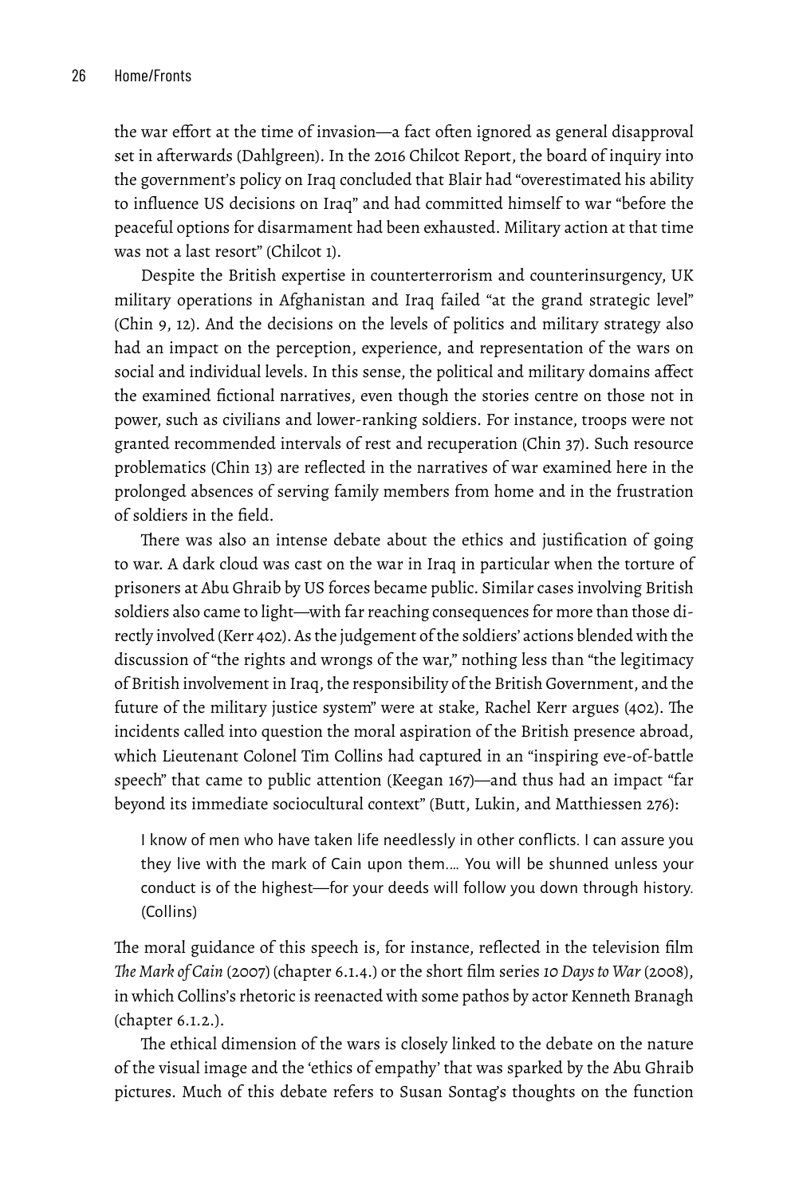the war effort at the time of invasion—a fact often ignored as general disapproval set in afterwards (Dahlgreen). In the 2016 Chilcot Report, the board of inquiry into the government's policy on Iraq concluded that Blair had "overestimated his ability to influence US decisions on Iraq" and had committed himself to war "before the peaceful options for disarmament had been exhausted. Military action at that time was not a last resort" (Chilcot 1).

Despite the British expertise in counterterrorism and counterinsurgency, UK military operations in Afghanistan and Iraq failed "at the grand strategic level" (Chin 9, 12). And the decisions on the levels of politics and military strategy also had an impact on the perception, experience, and representation of the wars on social and individual levels. In this sense, the political and military domains affect the examined fictional narratives, even though the stories centre on those not in power, such as civilians and lower-ranking soldiers. For instance, troops were not granted recommended intervals of rest and recuperation (Chin 37). Such resource problematics (Chin 13) are reflected in the narratives of war examined here in the prolonged absences of serving family members from home and in the frustration of soldiers in the field.

There was also an intense debate about the ethics and justification of going to war. A dark cloud was cast on the war in Iraq in particular when the torture of prisoners at Abu Ghraib by US forces became public. Similar cases involving British soldiers also came to light—with far reaching consequences for more than those directly involved (Kerr 402). As the judgement of the soldiers' actions blended with the discussion of "the rights and wrongs of the war," nothing less than "the legitimacy of British involvement in Iraq, the responsibility of the British Government, and the future of the military justice system" were at stake, Rachel Kerr argues (402). The incidents called into question the moral aspiration of the British presence abroad, which Lieutenant Colonel Tim Collins had captured in an "inspiring eve-of-battle speech" that came to public attention (Keegan 167)—and thus had an impact "far beyond its immediate sociocultural context" (Butt, Lukin, and Matthiessen 276):

> I know of men who have taken life needlessly in other conflicts. I can assure you they live with the mark of Cain upon them.… You will be shunned unless your conduct is of the highest—for your deeds will follow you down through history. (Collins)

The moral guidance of this speech is, for instance, reflected in the television film *The Mark of Cain* (2007) (chapter 6.1.4.) or the short film series *10 Days to War* (2008), in which Collins's rhetoric is reenacted with some pathos by actor Kenneth Branagh (chapter 6.1.2.).

The ethical dimension of the wars is closely linked to the debate on the nature of the visual image and the 'ethics of empathy' that was sparked by the Abu Ghraib pictures. Much of this debate refers to Susan Sontag's thoughts on the function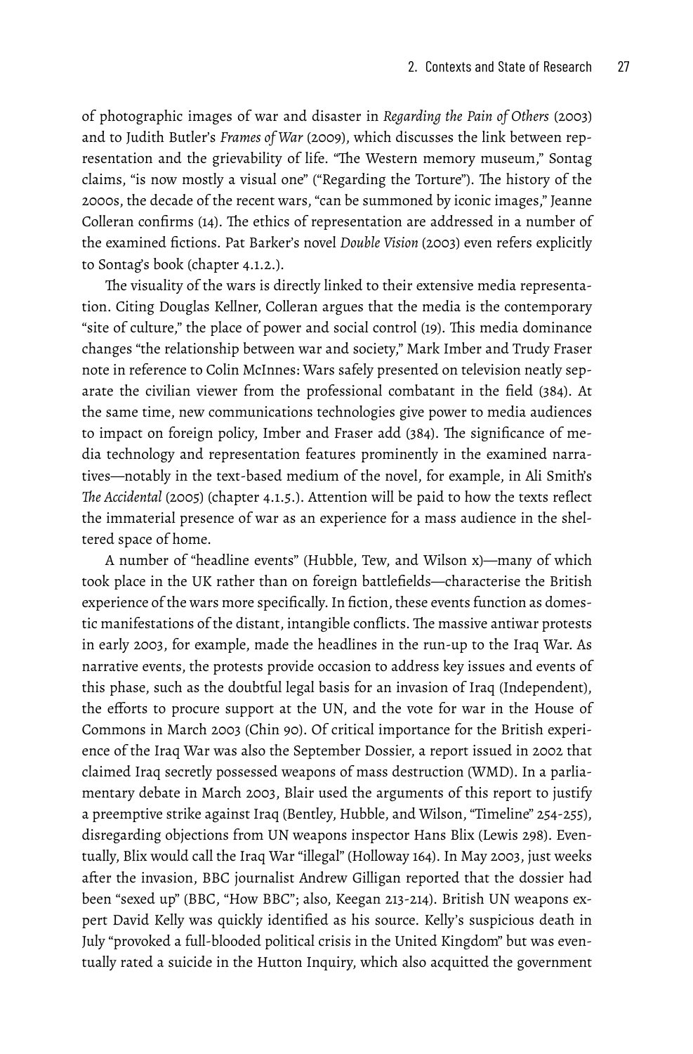of photographic images of war and disaster in *Regarding the Pain of Others* (2003) and to Judith Butler's *Frames of War* (2009), which discusses the link between representation and the grievability of life. "The Western memory museum," Sontag claims, "is now mostly a visual one" ("Regarding the Torture"). The history of the 2000s, the decade of the recent wars, "can be summoned by iconic images," Jeanne Colleran confirms (14). The ethics of representation are addressed in a number of the examined fictions. Pat Barker's novel *Double Vision* (2003) even refers explicitly to Sontag's book (chapter 4.1.2.).

The visuality of the wars is directly linked to their extensive media representation. Citing Douglas Kellner, Colleran argues that the media is the contemporary "site of culture," the place of power and social control (19). This media dominance changes "the relationship between war and society," Mark Imber and Trudy Fraser note in reference to Colin McInnes: Wars safely presented on television neatly separate the civilian viewer from the professional combatant in the field (384). At the same time, new communications technologies give power to media audiences to impact on foreign policy, Imber and Fraser add (384). The significance of media technology and representation features prominently in the examined narratives—notably in the text-based medium of the novel, for example, in Ali Smith's *The Accidental* (2005) (chapter 4.1.5.). Attention will be paid to how the texts reflect the immaterial presence of war as an experience for a mass audience in the sheltered space of home.

A number of "headline events" (Hubble, Tew, and Wilson x)—many of which took place in the UK rather than on foreign battlefields—characterise the British experience of the wars more specifically. In fiction, these events function as domestic manifestations of the distant, intangible conflicts. The massive antiwar protests in early 2003, for example, made the headlines in the run-up to the Iraq War. As narrative events, the protests provide occasion to address key issues and events of this phase, such as the doubtful legal basis for an invasion of Iraq (Independent), the efforts to procure support at the UN, and the vote for war in the House of Commons in March 2003 (Chin 90). Of critical importance for the British experience of the Iraq War was also the September Dossier, a report issued in 2002 that claimed Iraq secretly possessed weapons of mass destruction (WMD). In a parliamentary debate in March 2003, Blair used the arguments of this report to justify a preemptive strike against Iraq (Bentley, Hubble, and Wilson, "Timeline" 254-255), disregarding objections from UN weapons inspector Hans Blix (Lewis 298). Eventually, Blix would call the Iraq War "illegal" (Holloway 164). In May 2003, just weeks after the invasion, BBC journalist Andrew Gilligan reported that the dossier had been "sexed up" (BBC, "How BBC"; also, Keegan 213-214). British UN weapons expert David Kelly was quickly identified as his source. Kelly's suspicious death in July "provoked a full-blooded political crisis in the United Kingdom" but was eventually rated a suicide in the Hutton Inquiry, which also acquitted the government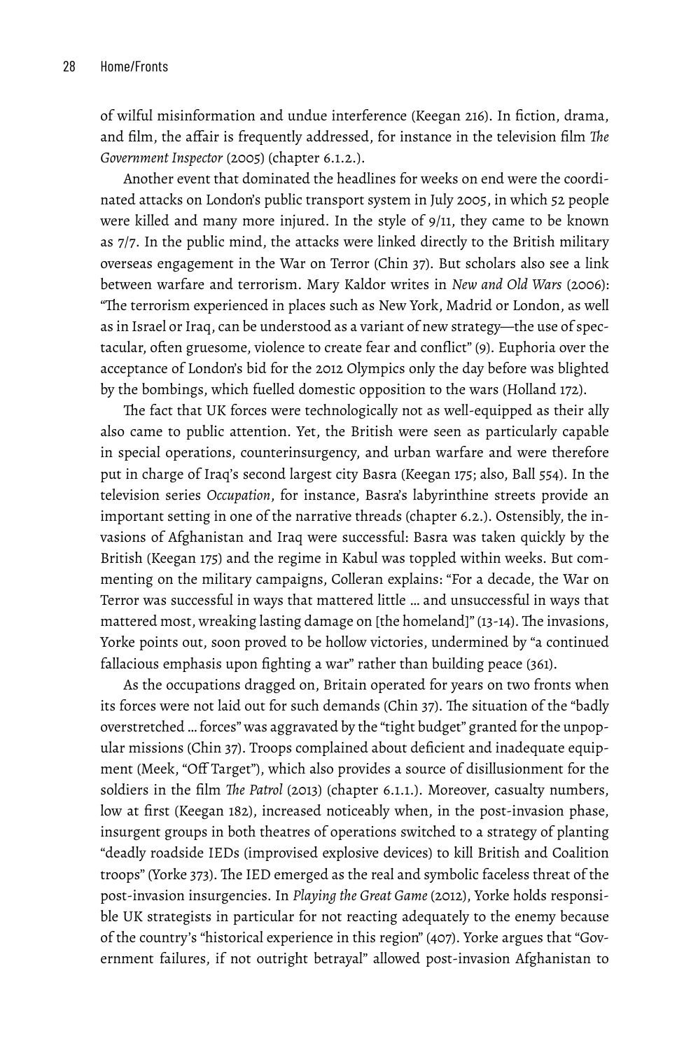of wilful misinformation and undue interference (Keegan 216). In fiction, drama, and film, the affair is frequently addressed, for instance in the television film *The Government Inspector* (2005) (chapter 6.1.2.).

Another event that dominated the headlines for weeks on end were the coordinated attacks on London's public transport system in July 2005, in which 52 people were killed and many more injured. In the style of 9/11, they came to be known as 7/7. In the public mind, the attacks were linked directly to the British military overseas engagement in the War on Terror (Chin 37). But scholars also see a link between warfare and terrorism. Mary Kaldor writes in *New and Old Wars* (2006): "The terrorism experienced in places such as New York, Madrid or London, as well as in Israel or Iraq, can be understood as a variant of new strategy—the use of spectacular, often gruesome, violence to create fear and conflict" (9). Euphoria over the acceptance of London's bid for the 2012 Olympics only the day before was blighted by the bombings, which fuelled domestic opposition to the wars (Holland 172).

The fact that UK forces were technologically not as well-equipped as their ally also came to public attention. Yet, the British were seen as particularly capable in special operations, counterinsurgency, and urban warfare and were therefore put in charge of Iraq's second largest city Basra (Keegan 175; also, Ball 554). In the television series *Occupation*, for instance, Basra's labyrinthine streets provide an important setting in one of the narrative threads (chapter 6.2.). Ostensibly, the invasions of Afghanistan and Iraq were successful: Basra was taken quickly by the British (Keegan 175) and the regime in Kabul was toppled within weeks. But commenting on the military campaigns, Colleran explains: "For a decade, the War on Terror was successful in ways that mattered little … and unsuccessful in ways that mattered most, wreaking lasting damage on [the homeland]" (13-14). The invasions, Yorke points out, soon proved to be hollow victories, undermined by "a continued fallacious emphasis upon fighting a war" rather than building peace (361).

As the occupations dragged on, Britain operated for years on two fronts when its forces were not laid out for such demands (Chin 37). The situation of the "badly overstretched … forces" was aggravated by the "tight budget" granted for the unpopular missions (Chin 37). Troops complained about deficient and inadequate equipment (Meek, "Off Target"), which also provides a source of disillusionment for the soldiers in the film *The Patrol* (2013) (chapter 6.1.1.). Moreover, casualty numbers, low at first (Keegan 182), increased noticeably when, in the post-invasion phase, insurgent groups in both theatres of operations switched to a strategy of planting "deadly roadside IEDs (improvised explosive devices) to kill British and Coalition troops" (Yorke 373). The IED emerged as the real and symbolic faceless threat of the post-invasion insurgencies. In *Playing the Great Game* (2012), Yorke holds responsible UK strategists in particular for not reacting adequately to the enemy because of the country's "historical experience in this region" (407). Yorke argues that "Government failures, if not outright betrayal" allowed post-invasion Afghanistan to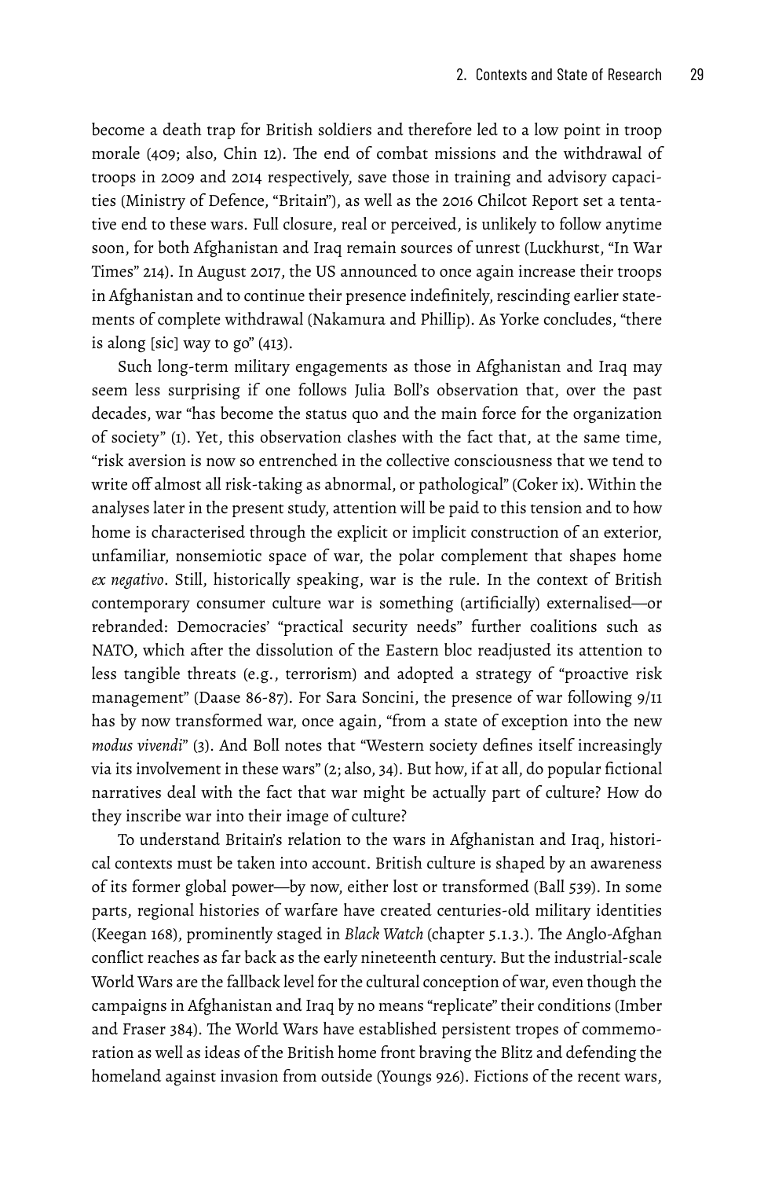become a death trap for British soldiers and therefore led to a low point in troop morale (409; also, Chin 12). The end of combat missions and the withdrawal of troops in 2009 and 2014 respectively, save those in training and advisory capacities (Ministry of Defence, "Britain"), as well as the 2016 Chilcot Report set a tentative end to these wars. Full closure, real or perceived, is unlikely to follow anytime soon, for both Afghanistan and Iraq remain sources of unrest (Luckhurst, "In War Times" 214). In August 2017, the US announced to once again increase their troops in Afghanistan and to continue their presence indefinitely, rescinding earlier statements of complete withdrawal (Nakamura and Phillip). As Yorke concludes, "there is along [sic] way to go" (413).

Such long-term military engagements as those in Afghanistan and Iraq may seem less surprising if one follows Julia Boll's observation that, over the past decades, war "has become the status quo and the main force for the organization of society" (1). Yet, this observation clashes with the fact that, at the same time, "risk aversion is now so entrenched in the collective consciousness that we tend to write off almost all risk-taking as abnormal, or pathological" (Coker ix). Within the analyses later in the present study, attention will be paid to this tension and to how home is characterised through the explicit or implicit construction of an exterior, unfamiliar, nonsemiotic space of war, the polar complement that shapes home *ex negativo*. Still, historically speaking, war is the rule. In the context of British contemporary consumer culture war is something (artificially) externalised—or rebranded: Democracies' "practical security needs" further coalitions such as NATO, which after the dissolution of the Eastern bloc readjusted its attention to less tangible threats (e.g., terrorism) and adopted a strategy of "proactive risk management" (Daase 86-87). For Sara Soncini, the presence of war following 9/11 has by now transformed war, once again, "from a state of exception into the new *modus vivendi*" (3). And Boll notes that "Western society defines itself increasingly via its involvement in these wars" (2; also, 34). But how, if at all, do popular fictional narratives deal with the fact that war might be actually part of culture? How do they inscribe war into their image of culture?

To understand Britain's relation to the wars in Afghanistan and Iraq, historical contexts must be taken into account. British culture is shaped by an awareness of its former global power—by now, either lost or transformed (Ball 539). In some parts, regional histories of warfare have created centuries-old military identities (Keegan 168), prominently staged in *Black Watch* (chapter 5.1.3.). The Anglo-Afghan conflict reaches as far back as the early nineteenth century. But the industrial-scale World Wars are the fallback level for the cultural conception of war, even though the campaigns in Afghanistan and Iraq by no means "replicate" their conditions (Imber and Fraser 384). The World Wars have established persistent tropes of commemoration as well as ideas of the British home front braving the Blitz and defending the homeland against invasion from outside (Youngs 926). Fictions of the recent wars,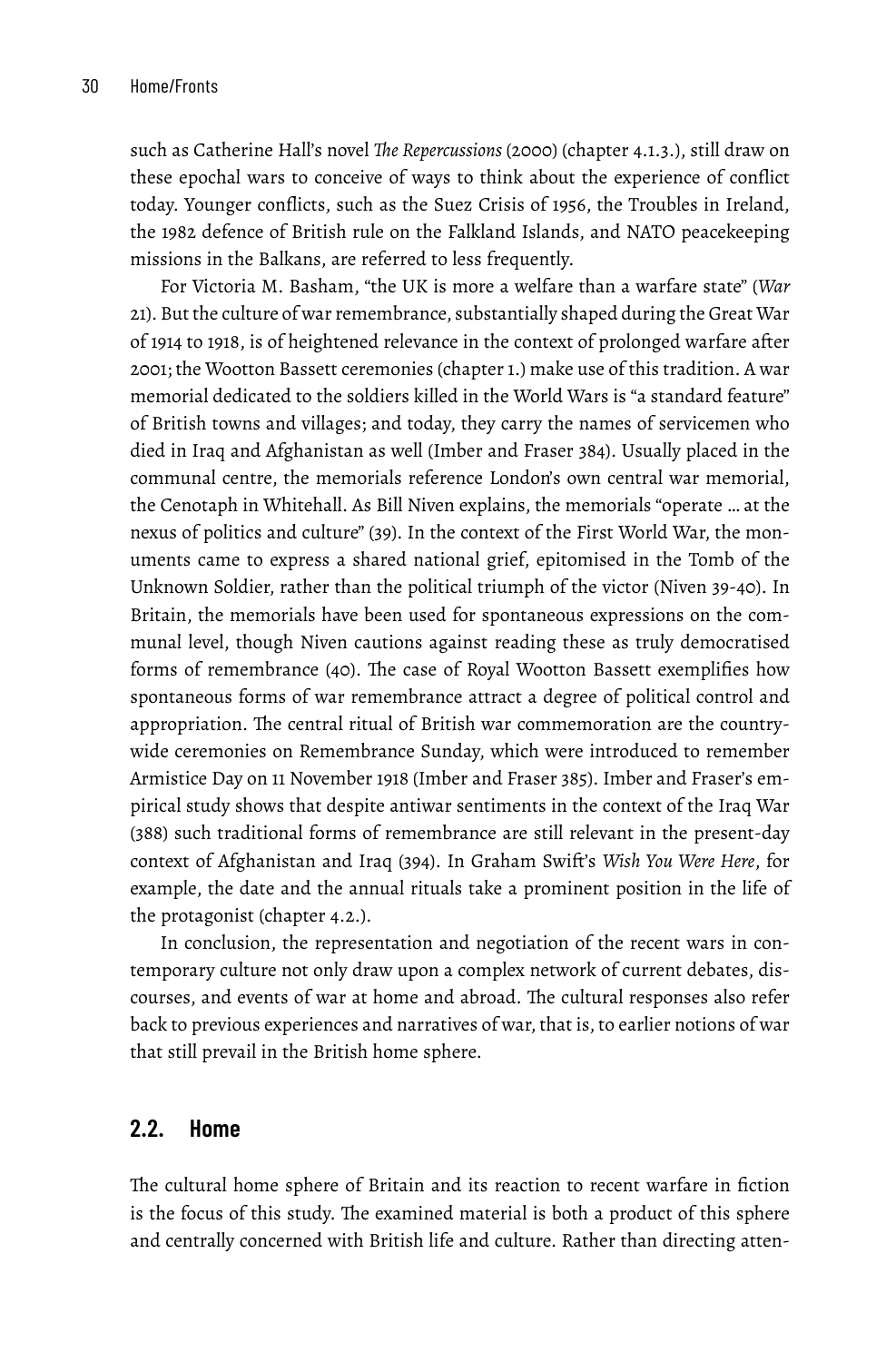such as Catherine Hall's novel *The Repercussions* (2000) (chapter 4.1.3.), still draw on these epochal wars to conceive of ways to think about the experience of conflict today. Younger conflicts, such as the Suez Crisis of 1956, the Troubles in Ireland, the 1982 defence of British rule on the Falkland Islands, and NATO peacekeeping missions in the Balkans, are referred to less frequently.

For Victoria M. Basham, "the UK is more a welfare than a warfare state" (*War* 21). But the culture of war remembrance, substantially shaped during the Great War of 1914 to 1918, is of heightened relevance in the context of prolonged warfare after 2001; the Wootton Bassett ceremonies (chapter 1.) make use of this tradition. A war memorial dedicated to the soldiers killed in the World Wars is "a standard feature" of British towns and villages; and today, they carry the names of servicemen who died in Iraq and Afghanistan as well (Imber and Fraser 384). Usually placed in the communal centre, the memorials reference London's own central war memorial, the Cenotaph in Whitehall. As Bill Niven explains, the memorials "operate … at the nexus of politics and culture" (39). In the context of the First World War, the monuments came to express a shared national grief, epitomised in the Tomb of the Unknown Soldier, rather than the political triumph of the victor (Niven 39-40). In Britain, the memorials have been used for spontaneous expressions on the communal level, though Niven cautions against reading these as truly democratised forms of remembrance (40). The case of Royal Wootton Bassett exemplifies how spontaneous forms of war remembrance attract a degree of political control and appropriation. The central ritual of British war commemoration are the country-wide ceremonies on Remembrance Sunday, which were introduced to remember Armistice Day on 11 November 1918 (Imber and Fraser 385). Imber and Fraser's empirical study shows that despite antiwar sentiments in the context of the Iraq War (388) such traditional forms of remembrance are still relevant in the present-day context of Afghanistan and Iraq (394). In Graham Swift's *Wish You Were Here*, for example, the date and the annual rituals take a prominent position in the life of the protagonist (chapter 4.2.).

In conclusion, the representation and negotiation of the recent wars in contemporary culture not only draw upon a complex network of current debates, discourses, and events of war at home and abroad. The cultural responses also refer back to previous experiences and narratives of war, that is, to earlier notions of war that still prevail in the British home sphere.

## 2.2. Home

The cultural home sphere of Britain and its reaction to recent warfare in fiction is the focus of this study. The examined material is both a product of this sphere and centrally concerned with British life and culture. Rather than directing atten-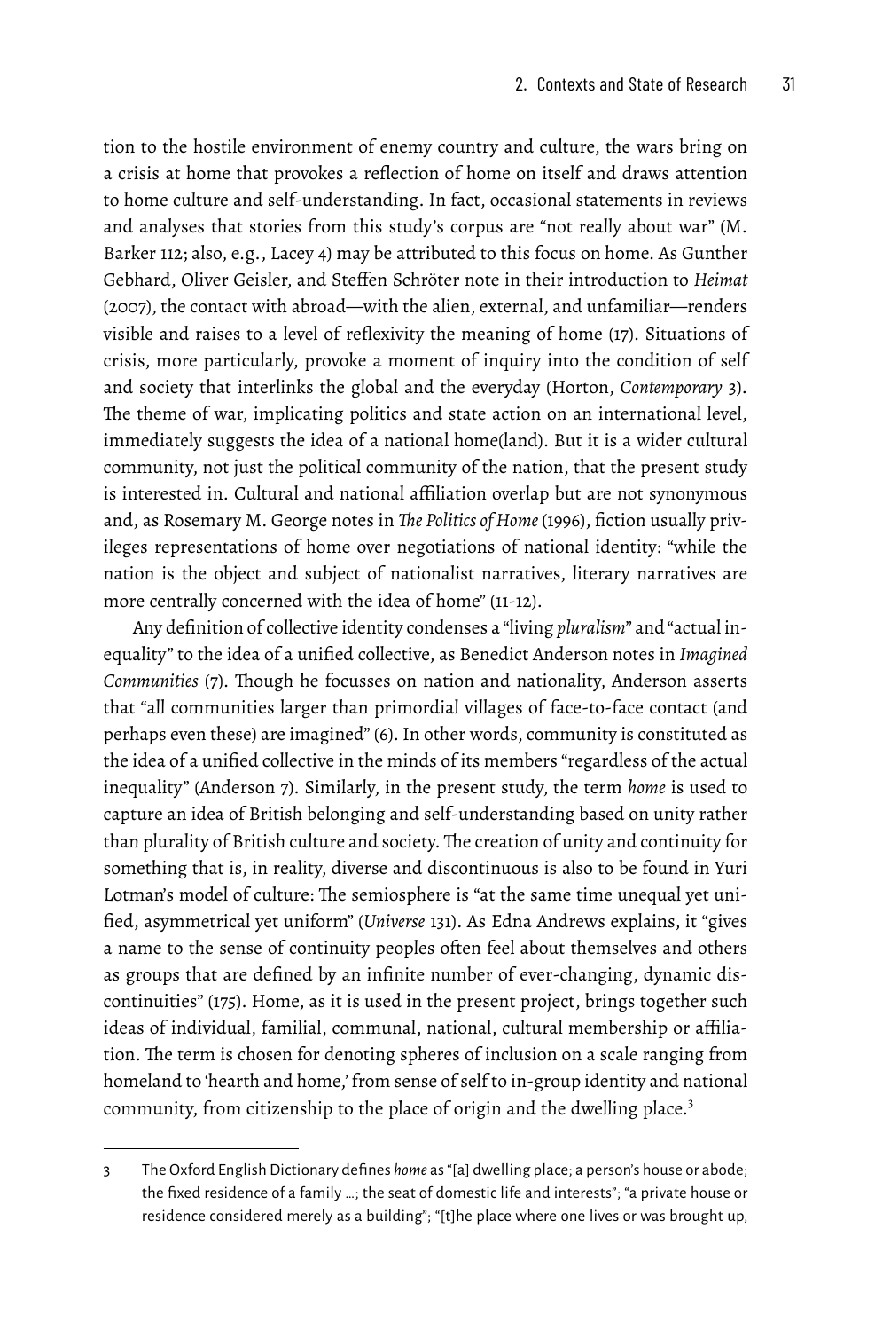tion to the hostile environment of enemy country and culture, the wars bring on a crisis at home that provokes a reflection of home on itself and draws attention to home culture and self-understanding. In fact, occasional statements in reviews and analyses that stories from this study's corpus are "not really about war" (M. Barker 112; also, e.g., Lacey 4) may be attributed to this focus on home. As Gunther Gebhard, Oliver Geisler, and Steffen Schröter note in their introduction to *Heimat* (2007), the contact with abroad—with the alien, external, and unfamiliar—renders visible and raises to a level of reflexivity the meaning of home (17). Situations of crisis, more particularly, provoke a moment of inquiry into the condition of self and society that interlinks the global and the everyday (Horton, *Contemporary* 3). The theme of war, implicating politics and state action on an international level, immediately suggests the idea of a national home(land). But it is a wider cultural community, not just the political community of the nation, that the present study is interested in. Cultural and national affiliation overlap but are not synonymous and, as Rosemary M. George notes in *The Politics of Home* (1996), fiction usually privileges representations of home over negotiations of national identity: "while the nation is the object and subject of nationalist narratives, literary narratives are more centrally concerned with the idea of home" (11-12).

Any definition of collective identity condenses a "living *pluralism*" and "actual inequality" to the idea of a unified collective, as Benedict Anderson notes in *Imagined Communities* (7). Though he focusses on nation and nationality, Anderson asserts that "all communities larger than primordial villages of face-to-face contact (and perhaps even these) are imagined" (6). In other words, community is constituted as the idea of a unified collective in the minds of its members "regardless of the actual inequality" (Anderson 7). Similarly, in the present study, the term *home* is used to capture an idea of British belonging and self-understanding based on unity rather than plurality of British culture and society. The creation of unity and continuity for something that is, in reality, diverse and discontinuous is also to be found in Yuri Lotman's model of culture: The semiosphere is "at the same time unequal yet unified, asymmetrical yet uniform" (*Universe* 131). As Edna Andrews explains, it "gives a name to the sense of continuity peoples often feel about themselves and others as groups that are defined by an infinite number of ever-changing, dynamic discontinuities" (175). Home, as it is used in the present project, brings together such ideas of individual, familial, communal, national, cultural membership or affiliation. The term is chosen for denoting spheres of inclusion on a scale ranging from homeland to 'hearth and home,' from sense of self to in-group identity and national community, from citizenship to the place of origin and the dwelling place.[3]

---

3 The Oxford English Dictionary defines *home* as "[a] dwelling place; a person's house or abode; the fixed residence of a family …; the seat of domestic life and interests"; "a private house or residence considered merely as a building"; "[t]he place where one lives or was brought up,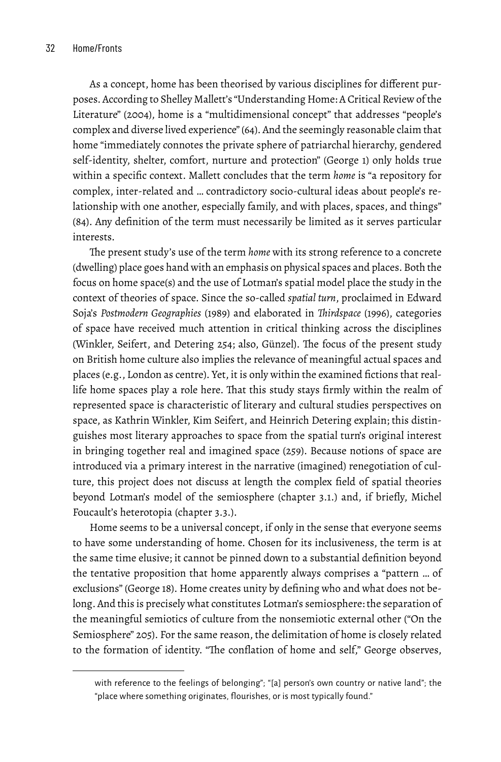As a concept, home has been theorised by various disciplines for different purposes. According to Shelley Mallett's "Understanding Home: A Critical Review of the Literature" (2004), home is a "multidimensional concept" that addresses "people's complex and diverse lived experience" (64). And the seemingly reasonable claim that home "immediately connotes the private sphere of patriarchal hierarchy, gendered self-identity, shelter, comfort, nurture and protection" (George 1) only holds true within a specific context. Mallett concludes that the term *home* is "a repository for complex, inter-related and … contradictory socio-cultural ideas about people's relationship with one another, especially family, and with places, spaces, and things" (84). Any definition of the term must necessarily be limited as it serves particular interests.

The present study's use of the term *home* with its strong reference to a concrete (dwelling) place goes hand with an emphasis on physical spaces and places. Both the focus on home space(s) and the use of Lotman's spatial model place the study in the context of theories of space. Since the so-called *spatial turn*, proclaimed in Edward Soja's *Postmodern Geographies* (1989) and elaborated in *Thirdspace* (1996), categories of space have received much attention in critical thinking across the disciplines (Winkler, Seifert, and Detering 254; also, Günzel). The focus of the present study on British home culture also implies the relevance of meaningful actual spaces and places (e.g., London as centre). Yet, it is only within the examined fictions that real-life home spaces play a role here. That this study stays firmly within the realm of represented space is characteristic of literary and cultural studies perspectives on space, as Kathrin Winkler, Kim Seifert, and Heinrich Detering explain; this distinguishes most literary approaches to space from the spatial turn's original interest in bringing together real and imagined space (259). Because notions of space are introduced via a primary interest in the narrative (imagined) renegotiation of culture, this project does not discuss at length the complex field of spatial theories beyond Lotman's model of the semiosphere (chapter 3.1.) and, if briefly, Michel Foucault's heterotopia (chapter 3.3.).

Home seems to be a universal concept, if only in the sense that everyone seems to have some understanding of home. Chosen for its inclusiveness, the term is at the same time elusive; it cannot be pinned down to a substantial definition beyond the tentative proposition that home apparently always comprises a "pattern … of exclusions" (George 18). Home creates unity by defining who and what does not belong. And this is precisely what constitutes Lotman's semiosphere: the separation of the meaningful semiotics of culture from the nonsemiotic external other ("On the Semiosphere" 205). For the same reason, the delimitation of home is closely related to the formation of identity. "The conflation of home and self," George observes,

---

with reference to the feelings of belonging"; "[a] person's own country or native land"; the "place where something originates, flourishes, or is most typically found."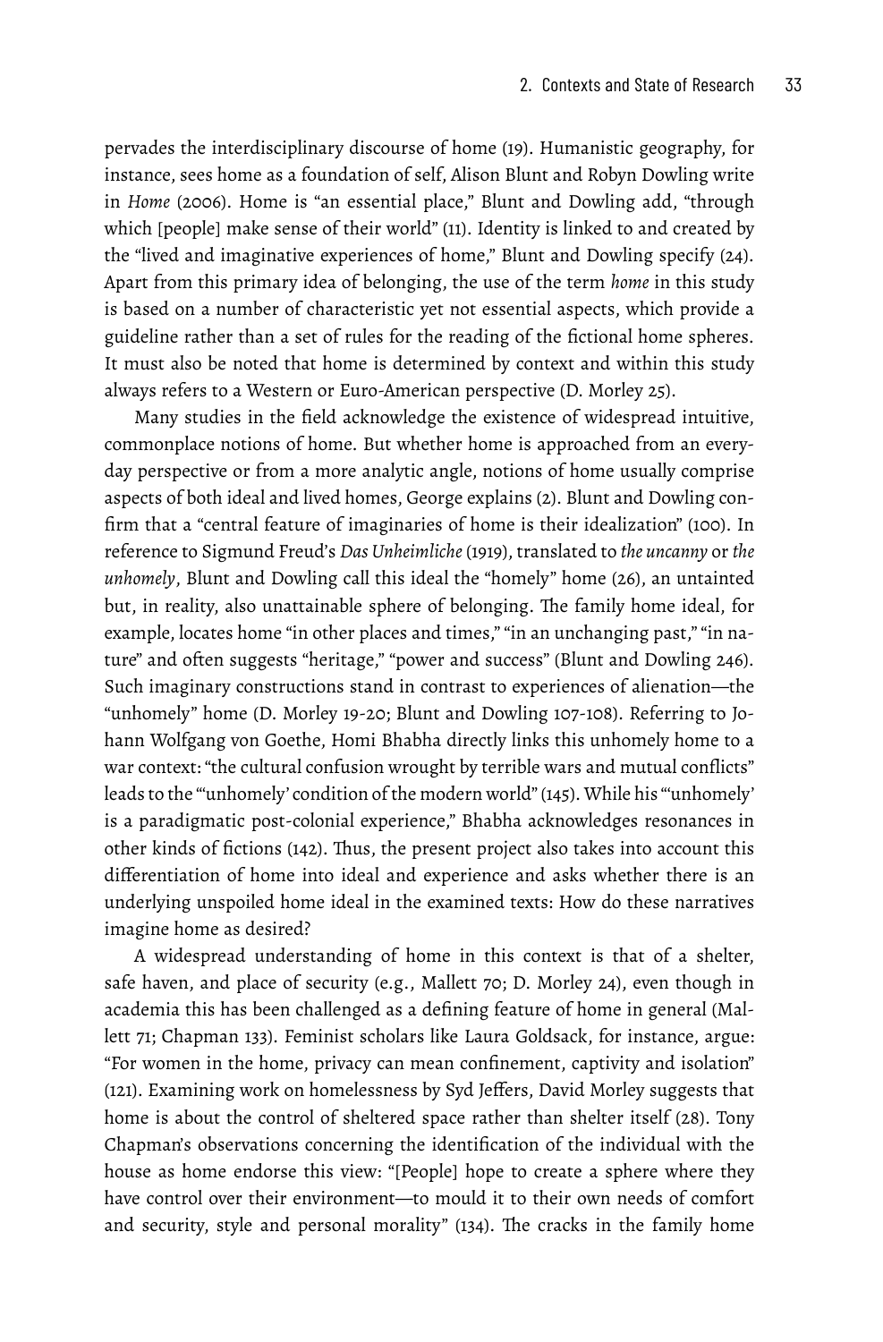pervades the interdisciplinary discourse of home (19). Humanistic geography, for instance, sees home as a foundation of self, Alison Blunt and Robyn Dowling write in *Home* (2006). Home is "an essential place," Blunt and Dowling add, "through which [people] make sense of their world" (11). Identity is linked to and created by the "lived and imaginative experiences of home," Blunt and Dowling specify (24). Apart from this primary idea of belonging, the use of the term *home* in this study is based on a number of characteristic yet not essential aspects, which provide a guideline rather than a set of rules for the reading of the fictional home spheres. It must also be noted that home is determined by context and within this study always refers to a Western or Euro-American perspective (D. Morley 25).

Many studies in the field acknowledge the existence of widespread intuitive, commonplace notions of home. But whether home is approached from an everyday perspective or from a more analytic angle, notions of home usually comprise aspects of both ideal and lived homes, George explains (2). Blunt and Dowling confirm that a "central feature of imaginaries of home is their idealization" (100). In reference to Sigmund Freud's *Das Unheimliche* (1919), translated to *the uncanny* or *the unhomely*, Blunt and Dowling call this ideal the "homely" home (26), an untainted but, in reality, also unattainable sphere of belonging. The family home ideal, for example, locates home "in other places and times," "in an unchanging past," "in nature" and often suggests "heritage," "power and success" (Blunt and Dowling 246). Such imaginary constructions stand in contrast to experiences of alienation—the "unhomely" home (D. Morley 19-20; Blunt and Dowling 107-108). Referring to Johann Wolfgang von Goethe, Homi Bhabha directly links this unhomely home to a war context: "the cultural confusion wrought by terrible wars and mutual conflicts" leads to the "'unhomely' condition of the modern world" (145). While his "'unhomely' is a paradigmatic post-colonial experience," Bhabha acknowledges resonances in other kinds of fictions (142). Thus, the present project also takes into account this differentiation of home into ideal and experience and asks whether there is an underlying unspoiled home ideal in the examined texts: How do these narratives imagine home as desired?

A widespread understanding of home in this context is that of a shelter, safe haven, and place of security (e.g., Mallett 70; D. Morley 24), even though in academia this has been challenged as a defining feature of home in general (Mallett 71; Chapman 133). Feminist scholars like Laura Goldsack, for instance, argue: "For women in the home, privacy can mean confinement, captivity and isolation" (121). Examining work on homelessness by Syd Jeffers, David Morley suggests that home is about the control of sheltered space rather than shelter itself (28). Tony Chapman's observations concerning the identification of the individual with the house as home endorse this view: "[People] hope to create a sphere where they have control over their environment—to mould it to their own needs of comfort and security, style and personal morality" (134). The cracks in the family home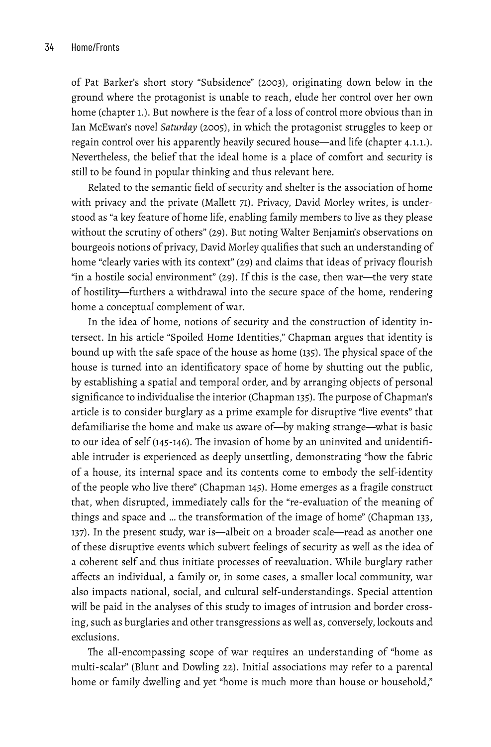of Pat Barker's short story "Subsidence" (2003), originating down below in the ground where the protagonist is unable to reach, elude her control over her own home (chapter 1.). But nowhere is the fear of a loss of control more obvious than in Ian McEwan's novel *Saturday* (2005), in which the protagonist struggles to keep or regain control over his apparently heavily secured house—and life (chapter 4.1.1.). Nevertheless, the belief that the ideal home is a place of comfort and security is still to be found in popular thinking and thus relevant here.

Related to the semantic field of security and shelter is the association of home with privacy and the private (Mallett 71). Privacy, David Morley writes, is understood as "a key feature of home life, enabling family members to live as they please without the scrutiny of others" (29). But noting Walter Benjamin's observations on bourgeois notions of privacy, David Morley qualifies that such an understanding of home "clearly varies with its context" (29) and claims that ideas of privacy flourish "in a hostile social environment" (29). If this is the case, then war—the very state of hostility—furthers a withdrawal into the secure space of the home, rendering home a conceptual complement of war.

In the idea of home, notions of security and the construction of identity intersect. In his article "Spoiled Home Identities," Chapman argues that identity is bound up with the safe space of the house as home (135). The physical space of the house is turned into an identificatory space of home by shutting out the public, by establishing a spatial and temporal order, and by arranging objects of personal significance to individualise the interior (Chapman 135). The purpose of Chapman's article is to consider burglary as a prime example for disruptive "live events" that defamiliarise the home and make us aware of—by making strange—what is basic to our idea of self (145-146). The invasion of home by an uninvited and unidentifiable intruder is experienced as deeply unsettling, demonstrating "how the fabric of a house, its internal space and its contents come to embody the self-identity of the people who live there" (Chapman 145). Home emerges as a fragile construct that, when disrupted, immediately calls for the "re-evaluation of the meaning of things and space and … the transformation of the image of home" (Chapman 133, 137). In the present study, war is—albeit on a broader scale—read as another one of these disruptive events which subvert feelings of security as well as the idea of a coherent self and thus initiate processes of reevaluation. While burglary rather affects an individual, a family or, in some cases, a smaller local community, war also impacts national, social, and cultural self-understandings. Special attention will be paid in the analyses of this study to images of intrusion and border crossing, such as burglaries and other transgressions as well as, conversely, lockouts and exclusions.

The all-encompassing scope of war requires an understanding of "home as multi-scalar" (Blunt and Dowling 22). Initial associations may refer to a parental home or family dwelling and yet "home is much more than house or household,"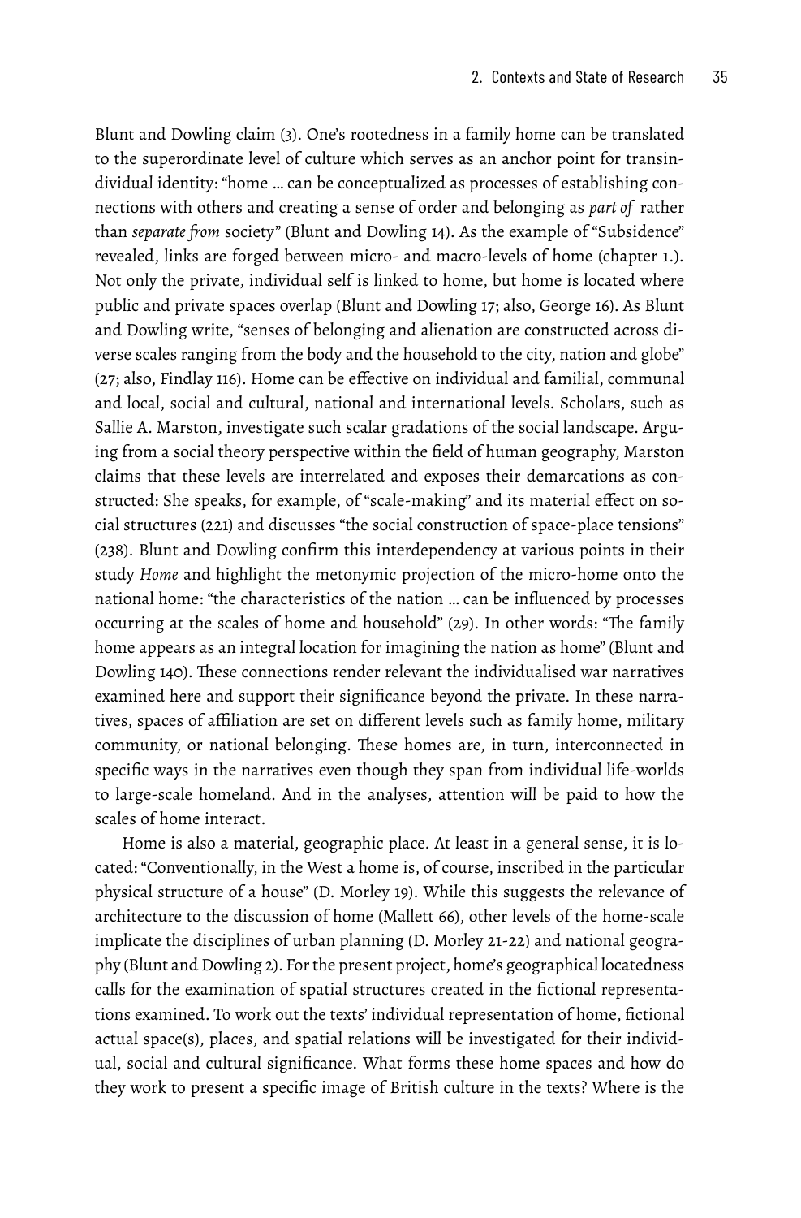Blunt and Dowling claim (3). One's rootedness in a family home can be translated to the superordinate level of culture which serves as an anchor point for transindividual identity: "home … can be conceptualized as processes of establishing connections with others and creating a sense of order and belonging as *part of* rather than *separate from* society" (Blunt and Dowling 14). As the example of "Subsidence" revealed, links are forged between micro- and macro-levels of home (chapter 1.). Not only the private, individual self is linked to home, but home is located where public and private spaces overlap (Blunt and Dowling 17; also, George 16). As Blunt and Dowling write, "senses of belonging and alienation are constructed across diverse scales ranging from the body and the household to the city, nation and globe" (27; also, Findlay 116). Home can be effective on individual and familial, communal and local, social and cultural, national and international levels. Scholars, such as Sallie A. Marston, investigate such scalar gradations of the social landscape. Arguing from a social theory perspective within the field of human geography, Marston claims that these levels are interrelated and exposes their demarcations as constructed: She speaks, for example, of "scale-making" and its material effect on social structures (221) and discusses "the social construction of space-place tensions" (238). Blunt and Dowling confirm this interdependency at various points in their study *Home* and highlight the metonymic projection of the micro-home onto the national home: "the characteristics of the nation … can be influenced by processes occurring at the scales of home and household" (29). In other words: "The family home appears as an integral location for imagining the nation as home" (Blunt and Dowling 140). These connections render relevant the individualised war narratives examined here and support their significance beyond the private. In these narratives, spaces of affiliation are set on different levels such as family home, military community, or national belonging. These homes are, in turn, interconnected in specific ways in the narratives even though they span from individual life-worlds to large-scale homeland. And in the analyses, attention will be paid to how the scales of home interact.

Home is also a material, geographic place. At least in a general sense, it is located: "Conventionally, in the West a home is, of course, inscribed in the particular physical structure of a house" (D. Morley 19). While this suggests the relevance of architecture to the discussion of home (Mallett 66), other levels of the home-scale implicate the disciplines of urban planning (D. Morley 21-22) and national geography (Blunt and Dowling 2). For the present project, home's geographical locatedness calls for the examination of spatial structures created in the fictional representations examined. To work out the texts' individual representation of home, fictional actual space(s), places, and spatial relations will be investigated for their individual, social and cultural significance. What forms these home spaces and how do they work to present a specific image of British culture in the texts? Where is the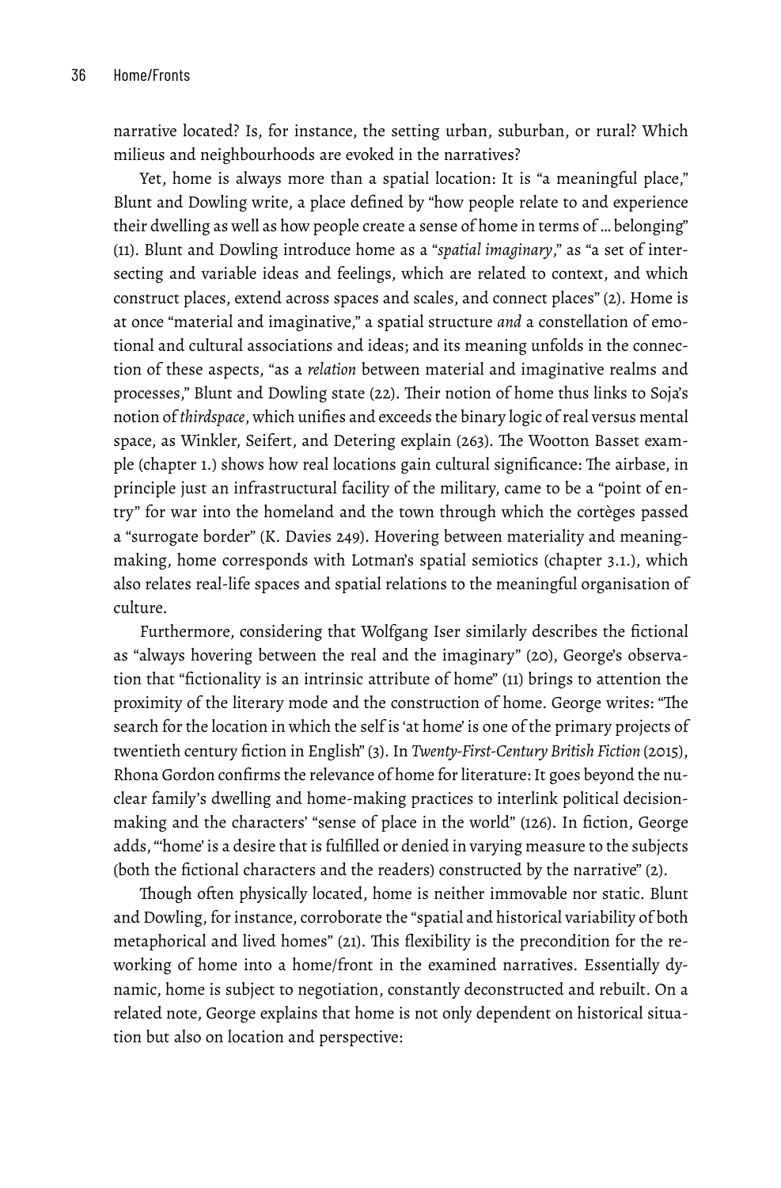narrative located? Is, for instance, the setting urban, suburban, or rural? Which milieus and neighbourhoods are evoked in the narratives?

Yet, home is always more than a spatial location: It is "a meaningful place," Blunt and Dowling write, a place defined by "how people relate to and experience their dwelling as well as how people create a sense of home in terms of … belonging" (11). Blunt and Dowling introduce home as a "*spatial imaginary*," as "a set of intersecting and variable ideas and feelings, which are related to context, and which construct places, extend across spaces and scales, and connect places" (2). Home is at once "material and imaginative," a spatial structure *and* a constellation of emotional and cultural associations and ideas; and its meaning unfolds in the connection of these aspects, "as a *relation* between material and imaginative realms and processes," Blunt and Dowling state (22). Their notion of home thus links to Soja's notion of *thirdspace*, which unifies and exceeds the binary logic of real versus mental space, as Winkler, Seifert, and Detering explain (263). The Wootton Basset example (chapter 1.) shows how real locations gain cultural significance: The airbase, in principle just an infrastructural facility of the military, came to be a "point of entry" for war into the homeland and the town through which the cortèges passed a "surrogate border" (K. Davies 249). Hovering between materiality and meaning-making, home corresponds with Lotman's spatial semiotics (chapter 3.1.), which also relates real-life spaces and spatial relations to the meaningful organisation of culture.

Furthermore, considering that Wolfgang Iser similarly describes the fictional as "always hovering between the real and the imaginary" (20), George's observation that "fictionality is an intrinsic attribute of home" (11) brings to attention the proximity of the literary mode and the construction of home. George writes: "The search for the location in which the self is 'at home' is one of the primary projects of twentieth century fiction in English" (3). In *Twenty-First-Century British Fiction* (2015), Rhona Gordon confirms the relevance of home for literature: It goes beyond the nuclear family's dwelling and home-making practices to interlink political decision-making and the characters' "sense of place in the world" (126). In fiction, George adds, "'home' is a desire that is fulfilled or denied in varying measure to the subjects (both the fictional characters and the readers) constructed by the narrative" (2).

Though often physically located, home is neither immovable nor static. Blunt and Dowling, for instance, corroborate the "spatial and historical variability of both metaphorical and lived homes" (21). This flexibility is the precondition for the reworking of home into a home/front in the examined narratives. Essentially dynamic, home is subject to negotiation, constantly deconstructed and rebuilt. On a related note, George explains that home is not only dependent on historical situation but also on location and perspective: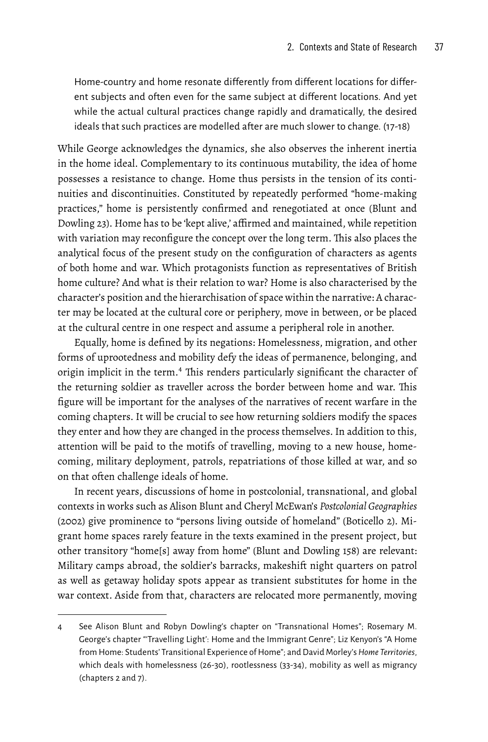> Home-country and home resonate differently from different locations for different subjects and often even for the same subject at different locations. And yet while the actual cultural practices change rapidly and dramatically, the desired ideals that such practices are modelled after are much slower to change. (17-18)

While George acknowledges the dynamics, she also observes the inherent inertia in the home ideal. Complementary to its continuous mutability, the idea of home possesses a resistance to change. Home thus persists in the tension of its continuities and discontinuities. Constituted by repeatedly performed "home-making practices," home is persistently confirmed and renegotiated at once (Blunt and Dowling 23). Home has to be 'kept alive,' affirmed and maintained, while repetition with variation may reconfigure the concept over the long term. This also places the analytical focus of the present study on the configuration of characters as agents of both home and war. Which protagonists function as representatives of British home culture? And what is their relation to war? Home is also characterised by the character's position and the hierarchisation of space within the narrative: A character may be located at the cultural core or periphery, move in between, or be placed at the cultural centre in one respect and assume a peripheral role in another.

Equally, home is defined by its negations: Homelessness, migration, and other forms of uprootedness and mobility defy the ideas of permanence, belonging, and origin implicit in the term.[4] This renders particularly significant the character of the returning soldier as traveller across the border between home and war. This figure will be important for the analyses of the narratives of recent warfare in the coming chapters. It will be crucial to see how returning soldiers modify the spaces they enter and how they are changed in the process themselves. In addition to this, attention will be paid to the motifs of travelling, moving to a new house, homecoming, military deployment, patrols, repatriations of those killed at war, and so on that often challenge ideals of home.

In recent years, discussions of home in postcolonial, transnational, and global contexts in works such as Alison Blunt and Cheryl McEwan's *Postcolonial Geographies* (2002) give prominence to "persons living outside of homeland" (Boticello 2). Migrant home spaces rarely feature in the texts examined in the present project, but other transitory "home[s] away from home" (Blunt and Dowling 158) are relevant: Military camps abroad, the soldier's barracks, makeshift night quarters on patrol as well as getaway holiday spots appear as transient substitutes for home in the war context. Aside from that, characters are relocated more permanently, moving

---

4 See Alison Blunt and Robyn Dowling's chapter on "Transnational Homes"; Rosemary M. George's chapter "'Travelling Light': Home and the Immigrant Genre"; Liz Kenyon's "A Home from Home: Students' Transitional Experience of Home"; and David Morley's *Home Territories*, which deals with homelessness (26-30), rootlessness (33-34), mobility as well as migrancy (chapters 2 and 7).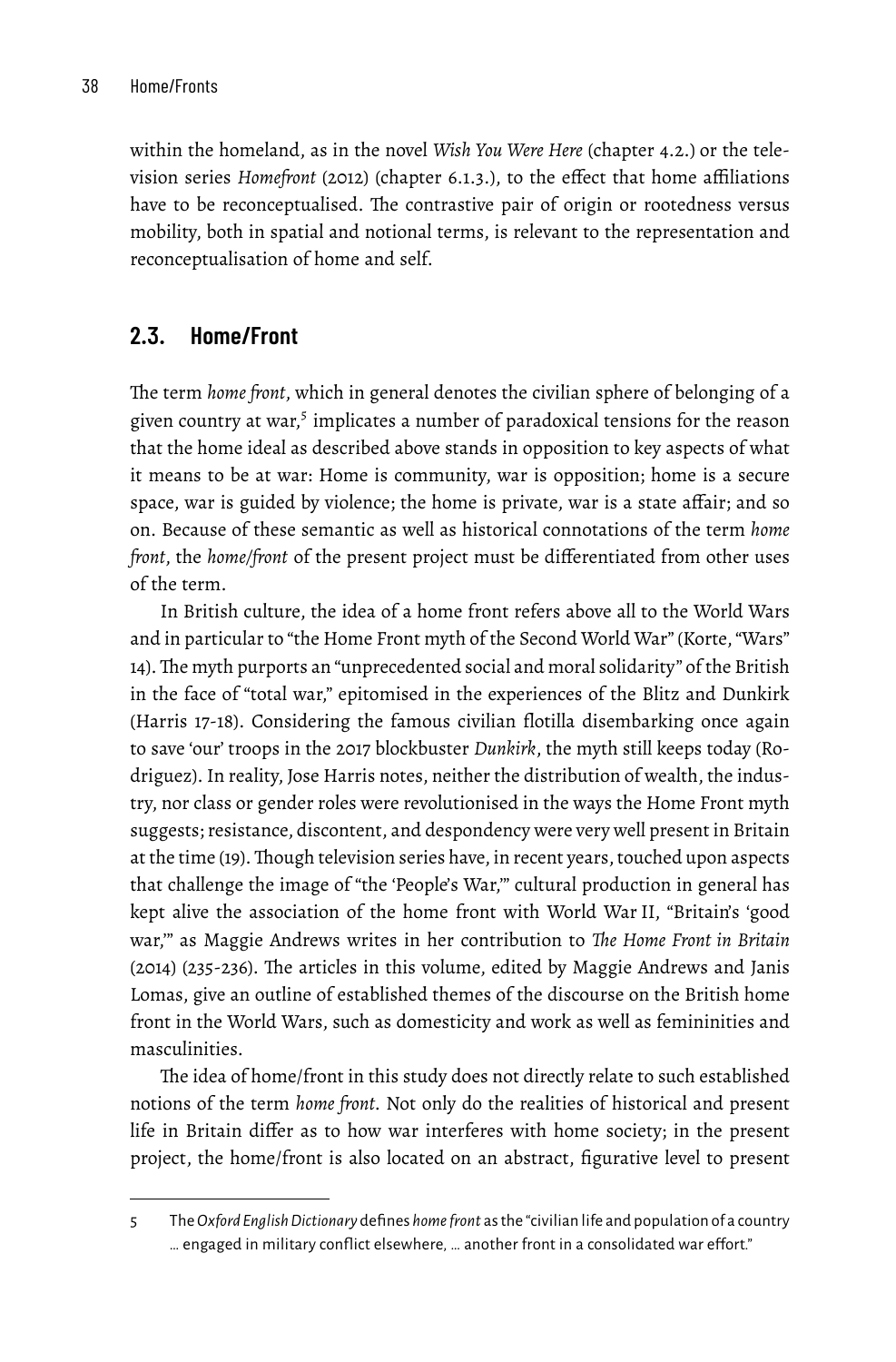within the homeland, as in the novel *Wish You Were Here* (chapter 4.2.) or the television series *Homefront* (2012) (chapter 6.1.3.), to the effect that home affiliations have to be reconceptualised. The contrastive pair of origin or rootedness versus mobility, both in spatial and notional terms, is relevant to the representation and reconceptualisation of home and self.

## 2.3. Home/Front

The term *home front*, which in general denotes the civilian sphere of belonging of a given country at war,[5] implicates a number of paradoxical tensions for the reason that the home ideal as described above stands in opposition to key aspects of what it means to be at war: Home is community, war is opposition; home is a secure space, war is guided by violence; the home is private, war is a state affair; and so on. Because of these semantic as well as historical connotations of the term *home front*, the *home/front* of the present project must be differentiated from other uses of the term.

In British culture, the idea of a home front refers above all to the World Wars and in particular to "the Home Front myth of the Second World War" (Korte, "Wars" 14). The myth purports an "unprecedented social and moral solidarity" of the British in the face of "total war," epitomised in the experiences of the Blitz and Dunkirk (Harris 17-18). Considering the famous civilian flotilla disembarking once again to save 'our' troops in the 2017 blockbuster *Dunkirk*, the myth still keeps today (Rodriguez). In reality, Jose Harris notes, neither the distribution of wealth, the industry, nor class or gender roles were revolutionised in the ways the Home Front myth suggests; resistance, discontent, and despondency were very well present in Britain at the time (19). Though television series have, in recent years, touched upon aspects that challenge the image of "the 'People's War,'" cultural production in general has kept alive the association of the home front with World War II, "Britain's 'good war,'" as Maggie Andrews writes in her contribution to *The Home Front in Britain* (2014) (235-236). The articles in this volume, edited by Maggie Andrews and Janis Lomas, give an outline of established themes of the discourse on the British home front in the World Wars, such as domesticity and work as well as femininities and masculinities.

The idea of home/front in this study does not directly relate to such established notions of the term *home front*. Not only do the realities of historical and present life in Britain differ as to how war interferes with home society; in the present project, the home/front is also located on an abstract, figurative level to present

---

5 The *Oxford English Dictionary* defines *home front* as the "civilian life and population of a country … engaged in military conflict elsewhere, … another front in a consolidated war effort."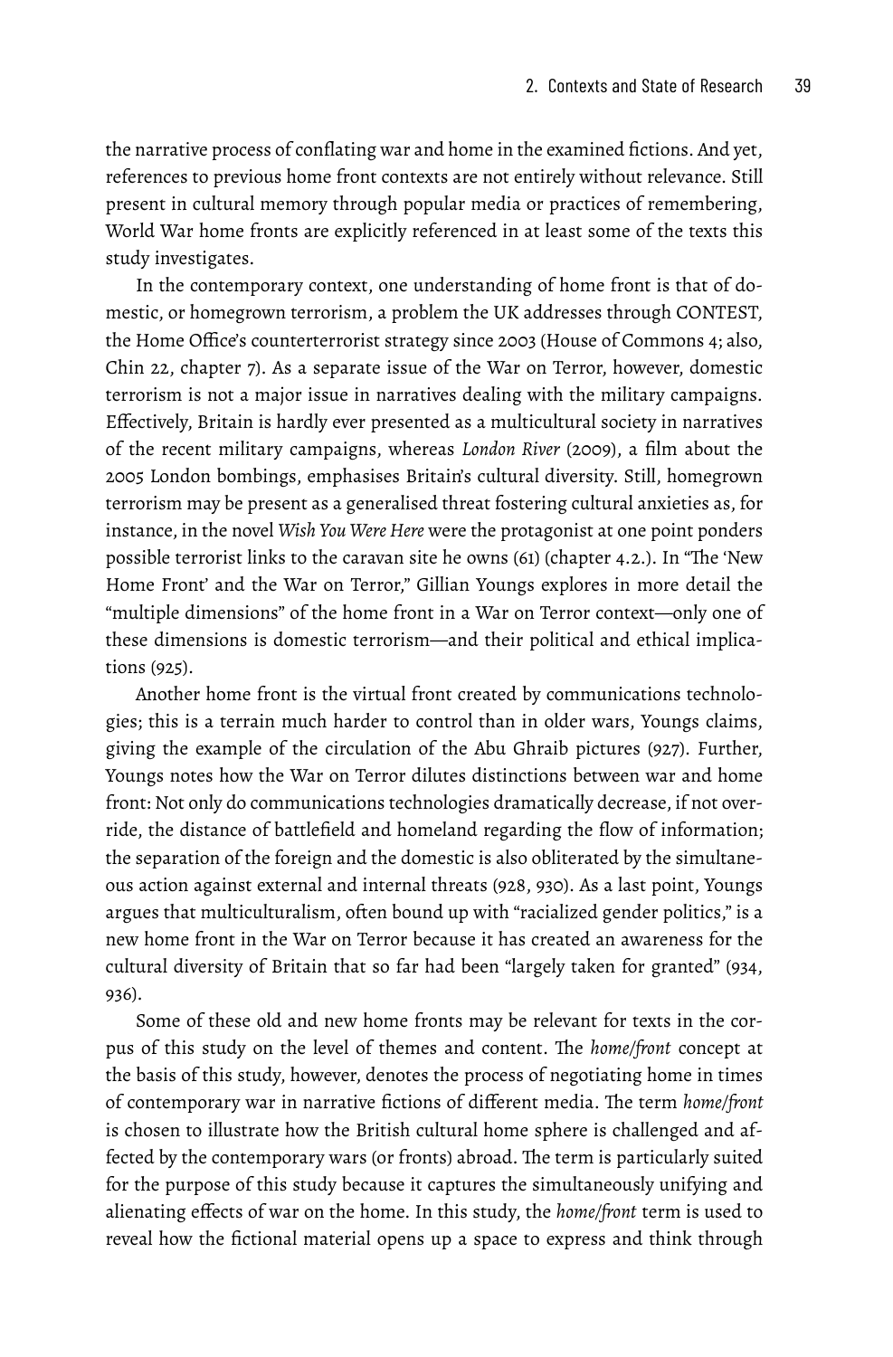the narrative process of conflating war and home in the examined fictions. And yet, references to previous home front contexts are not entirely without relevance. Still present in cultural memory through popular media or practices of remembering, World War home fronts are explicitly referenced in at least some of the texts this study investigates.

In the contemporary context, one understanding of home front is that of domestic, or homegrown terrorism, a problem the UK addresses through CONTEST, the Home Office's counterterrorist strategy since 2003 (House of Commons 4; also, Chin 22, chapter 7). As a separate issue of the War on Terror, however, domestic terrorism is not a major issue in narratives dealing with the military campaigns. Effectively, Britain is hardly ever presented as a multicultural society in narratives of the recent military campaigns, whereas *London River* (2009), a film about the 2005 London bombings, emphasises Britain's cultural diversity. Still, homegrown terrorism may be present as a generalised threat fostering cultural anxieties as, for instance, in the novel *Wish You Were Here* were the protagonist at one point ponders possible terrorist links to the caravan site he owns (61) (chapter 4.2.). In "The 'New Home Front' and the War on Terror," Gillian Youngs explores in more detail the "multiple dimensions" of the home front in a War on Terror context—only one of these dimensions is domestic terrorism—and their political and ethical implications (925).

Another home front is the virtual front created by communications technologies; this is a terrain much harder to control than in older wars, Youngs claims, giving the example of the circulation of the Abu Ghraib pictures (927). Further, Youngs notes how the War on Terror dilutes distinctions between war and home front: Not only do communications technologies dramatically decrease, if not override, the distance of battlefield and homeland regarding the flow of information; the separation of the foreign and the domestic is also obliterated by the simultaneous action against external and internal threats (928, 930). As a last point, Youngs argues that multiculturalism, often bound up with "racialized gender politics," is a new home front in the War on Terror because it has created an awareness for the cultural diversity of Britain that so far had been "largely taken for granted" (934, 936).

Some of these old and new home fronts may be relevant for texts in the corpus of this study on the level of themes and content. The *home/front* concept at the basis of this study, however, denotes the process of negotiating home in times of contemporary war in narrative fictions of different media. The term *home/front* is chosen to illustrate how the British cultural home sphere is challenged and affected by the contemporary wars (or fronts) abroad. The term is particularly suited for the purpose of this study because it captures the simultaneously unifying and alienating effects of war on the home. In this study, the *home/front* term is used to reveal how the fictional material opens up a space to express and think through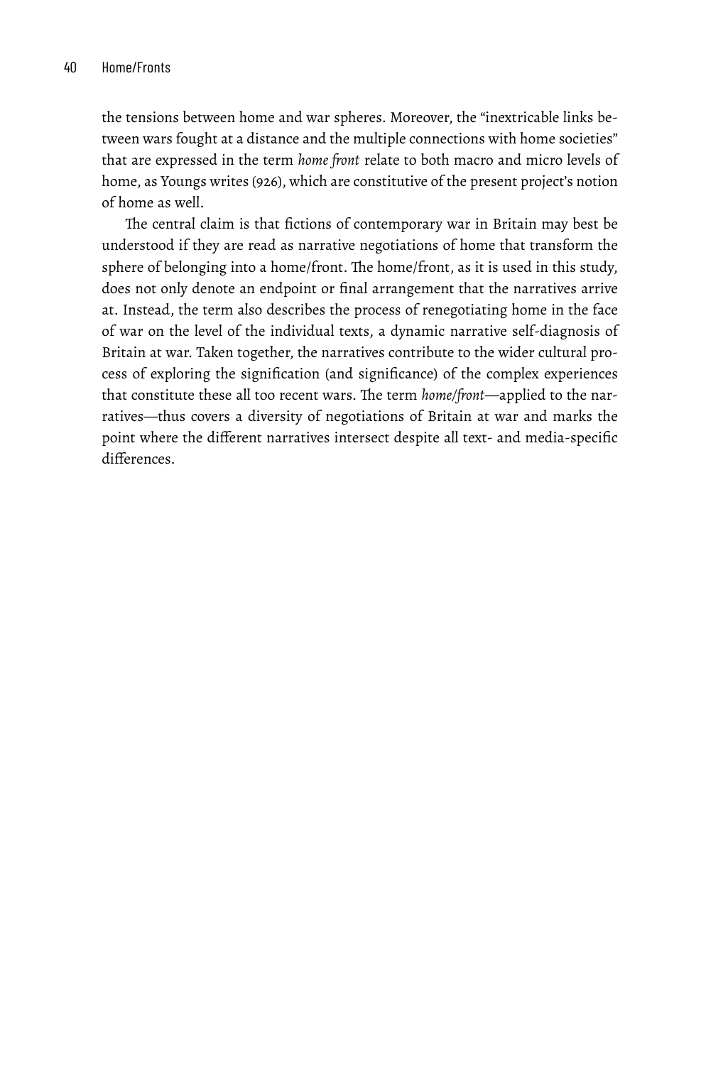the tensions between home and war spheres. Moreover, the "inextricable links between wars fought at a distance and the multiple connections with home societies" that are expressed in the term *home front* relate to both macro and micro levels of home, as Youngs writes (926), which are constitutive of the present project's notion of home as well.

The central claim is that fictions of contemporary war in Britain may best be understood if they are read as narrative negotiations of home that transform the sphere of belonging into a home/front. The home/front, as it is used in this study, does not only denote an endpoint or final arrangement that the narratives arrive at. Instead, the term also describes the process of renegotiating home in the face of war on the level of the individual texts, a dynamic narrative self-diagnosis of Britain at war. Taken together, the narratives contribute to the wider cultural process of exploring the signification (and significance) of the complex experiences that constitute these all too recent wars. The term *home/front*—applied to the narratives—thus covers a diversity of negotiations of Britain at war and marks the point where the different narratives intersect despite all text- and media-specific differences.